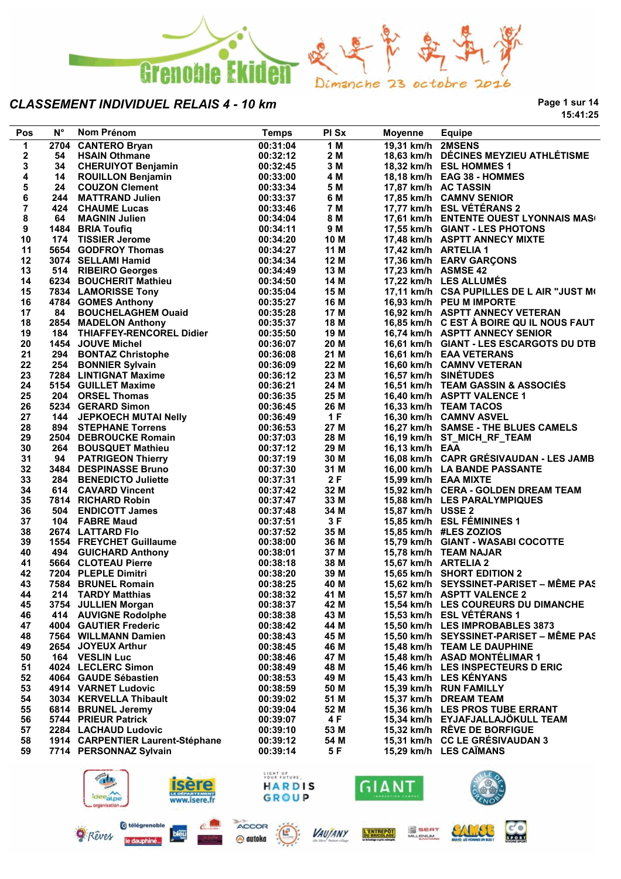Grenoble Ekiden

Dimanche 23 octobre 2016

# CLASSEMENT INDIVIDUEL RELAIS 4 - 10 km

15:41:25

| Pos | N° | Nom Prénom | Temps | Pl Sx | Moyenne | Equipe |
|---|---|---|---|---|---|---|
| 1 | 2704 | CANTERO Bryan | 00:31:04 | 1 M | 19,31 km/h | 2MSENS |
| 2 | 54 | HSAIN Othmane | 00:32:12 | 2 M | 18,63 km/h | DÉCINES MEYZIEU ATHLÉTISME |
| 3 | 34 | CHERUIYOT Benjamin | 00:32:45 | 3 M | 18,32 km/h | ESL HOMMES 1 |
| 4 | 14 | ROUILLON Benjamin | 00:33:00 | 4 M | 18,18 km/h | EAG 38 - HOMMES |
| 5 | 24 | COUZON Clement | 00:33:34 | 5 M | 17,87 km/h | AC TASSIN |
| 6 | 244 | MATTRAND Julien | 00:33:37 | 6 M | 17,85 km/h | CAMNV SENIOR |
| 7 | 424 | CHAUME Lucas | 00:33:46 | 7 M | 17,77 km/h | ESL VÉTÉRANS 2 |
| 8 | 64 | MAGNIN Julien | 00:34:04 | 8 M | 17,61 km/h | ENTENTE OUEST LYONNAIS MAS |
| 9 | 1484 | BRIA Toufiq | 00:34:11 | 9 M | 17,55 km/h | GIANT - LES PHOTONS |
| 10 | 174 | TISSIER Jerome | 00:34:20 | 10 M | 17,48 km/h | ASPTT ANNECY MIXTE |
| 11 | 5654 | GODFROY Thomas | 00:34:27 | 11 M | 17,42 km/h | ARTELIA 1 |
| 12 | 3074 | SELLAMI Hamid | 00:34:34 | 12 M | 17,36 km/h | EARV GARÇONS |
| 13 | 514 | RIBEIRO Georges | 00:34:49 | 13 M | 17,23 km/h | ASMSE 42 |
| 14 | 6234 | BOUCHERIT Mathieu | 00:34:50 | 14 M | 17,22 km/h | LES ALLUMÉS |
| 15 | 7834 | LAMORISSE Tony | 00:35:04 | 15 M | 17,11 km/h | CSA PUPILLES DE L AIR "JUST M |
| 16 | 4784 | GOMES Anthony | 00:35:27 | 16 M | 16,93 km/h | PEU M IMPORTE |
| 17 | 84 | BOUCHELAGHEM Ouaid | 00:35:28 | 17 M | 16,92 km/h | ASPTT ANNECY VETERAN |
| 18 | 2854 | MADELON Anthony | 00:35:37 | 18 M | 16,85 km/h | C EST À BOIRE QU IL NOUS FAUT |
| 19 | 184 | THIAFFEY-RENCOREL Didier | 00:35:50 | 19 M | 16,74 km/h | ASPTT ANNECY SENIOR |
| 20 | 1454 | JOUVE Michel | 00:36:07 | 20 M | 16,61 km/h | GIANT - LES ESCARGOTS DU DTB |
| 21 | 294 | BONTAZ Christophe | 00:36:08 | 21 M | 16,61 km/h | EAA VETERANS |
| 22 | 254 | BONNIER Sylvain | 00:36:09 | 22 M | 16,60 km/h | CAMNV VETERAN |
| 23 | 7284 | LINTIGNAT Maxime | 00:36:12 | 23 M | 16,57 km/h | SINÉTUDES |
| 24 | 5154 | GUILLET Maxime | 00:36:21 | 24 M | 16,51 km/h | TEAM GASSIN & ASSOCIÉS |
| 25 | 204 | ORSEL Thomas | 00:36:35 | 25 M | 16,40 km/h | ASPTT VALENCE 1 |
| 26 | 5234 | GERARD Simon | 00:36:45 | 26 M | 16,33 km/h | TEAM TACOS |
| 27 | 144 | JEPKOECH MUTAI Nelly | 00:36:49 | 1 F | 16,30 km/h | CAMNV ASVEL |
| 28 | 894 | STEPHANE Torrens | 00:36:53 | 27 M | 16,27 km/h | SAMSE - THE BLUES CAMELS |
| 29 | 2504 | DEBROUCKE Romain | 00:37:03 | 28 M | 16,19 km/h | ST_MICH_RF_TEAM |
| 30 | 264 | BOUSQUET Mathieu | 00:37:12 | 29 M | 16,13 km/h | EAA |
| 31 | 94 | PATRIGEON Thierry | 00:37:19 | 30 M | 16,08 km/h | CAPR GRÉSIVAUDAN - LES JAMB |
| 32 | 3484 | DESPINASSE Bruno | 00:37:30 | 31 M | 16,00 km/h | LA BANDE PASSANTE |
| 33 | 284 | BENEDICTO Juliette | 00:37:31 | 2 F | 15,99 km/h | EAA MIXTE |
| 34 | 614 | CAVARD Vincent | 00:37:42 | 32 M | 15,92 km/h | CERA - GOLDEN DREAM TEAM |
| 35 | 7814 | RICHARD Robin | 00:37:47 | 33 M | 15,88 km/h | LES PARALYMPIQUES |
| 36 | 504 | ENDICOTT James | 00:37:48 | 34 M | 15,87 km/h | USSE 2 |
| 37 | 104 | FABRE Maud | 00:37:51 | 3 F | 15,85 km/h | ESL FÉMININES 1 |
| 38 | 2674 | LATTARD Flo | 00:37:52 | 35 M | 15,85 km/h | #LES ZOZIOS |
| 39 | 1554 | FREYCHET Guillaume | 00:38:00 | 36 M | 15,79 km/h | GIANT - WASABI COCOTTE |
| 40 | 494 | GUICHARD Anthony | 00:38:01 | 37 M | 15,78 km/h | TEAM NAJAR |
| 41 | 5664 | CLOTEAU Pierre | 00:38:18 | 38 M | 15,67 km/h | ARTELIA 2 |
| 42 | 7204 | PLEPLE Dimitri | 00:38:20 | 39 M | 15,65 km/h | SHORT EDITION 2 |
| 43 | 7584 | BRUNEL Romain | 00:38:25 | 40 M | 15,62 km/h | SEYSSINET-PARISET – MÊME PAS |
| 44 | 214 | TARDY Matthias | 00:38:32 | 41 M | 15,57 km/h | ASPTT VALENCE 2 |
| 45 | 3754 | JULLIEN Morgan | 00:38:37 | 42 M | 15,54 km/h | LES COUREURS DU DIMANCHE |
| 46 | 414 | AUVIGNE Rodolphe | 00:38:38 | 43 M | 15,53 km/h | ESL VÉTÉRANS 1 |
| 47 | 4004 | GAUTIER Frederic | 00:38:42 | 44 M | 15,50 km/h | LES IMPROBABLES 3873 |
| 48 | 7564 | WILLMANN Damien | 00:38:43 | 45 M | 15,50 km/h | SEYSSINET-PARISET – MÊME PAS |
| 49 | 2654 | JOYEUX Arthur | 00:38:45 | 46 M | 15,48 km/h | TEAM LE DAUPHINE |
| 50 | 164 | VESLIN Luc | 00:38:46 | 47 M | 15,48 km/h | ASAD MONTÉLIMAR 1 |
| 51 | 4024 | LECLERC Simon | 00:38:49 | 48 M | 15,46 km/h | LES INSPECTEURS D ERIC |
| 52 | 4064 | GAUDE Sébastien | 00:38:53 | 49 M | 15,43 km/h | LES KÉNYANS |
| 53 | 4914 | VARNET Ludovic | 00:38:59 | 50 M | 15,39 km/h | RUN FAMILLY |
| 54 | 3034 | KERVELLA Thibault | 00:39:02 | 51 M | 15,37 km/h | DREAM TEAM |
| 55 | 6814 | BRUNEL Jeremy | 00:39:04 | 52 M | 15,36 km/h | LES PROS TUBE ERRANT |
| 56 | 5744 | PRIEUR Patrick | 00:39:07 | 4 F | 15,34 km/h | EYJAFJALLAJÖKULL TEAM |
| 57 | 2284 | LACHAUD Ludovic | 00:39:10 | 53 M | 15,32 km/h | RÊVE DE BORFIGUE |
| 58 | 1914 | CARPENTIER Laurent-Stéphane | 00:39:12 | 54 M | 15,31 km/h | CC LE GRÉSIVAUDAN 3 |
| 59 | 7714 | PERSONNAZ Sylvain | 00:39:14 | 5 F | 15,29 km/h | LES CAÏMANS |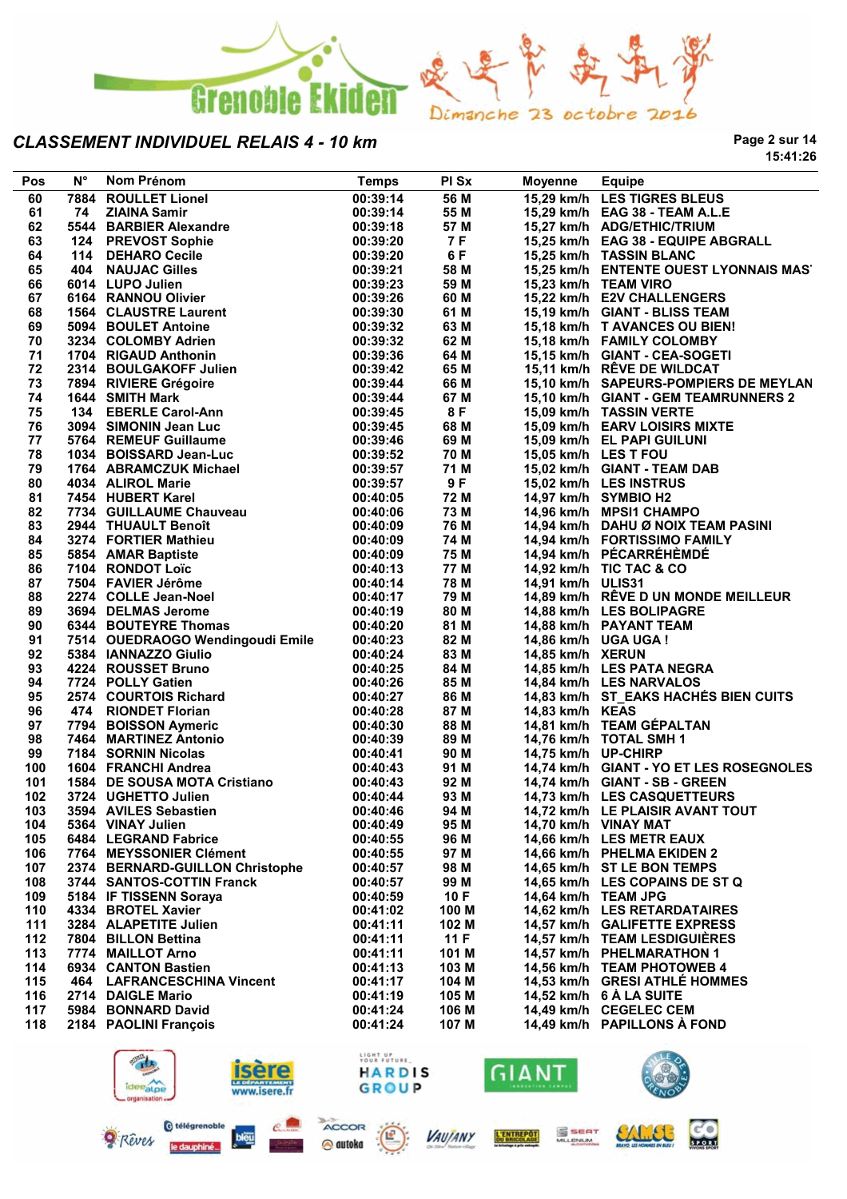Grenoble Ekiden — Dimanche 23 octobre 2016

## CLASSEMENT INDIVIDUEL RELAIS 4 - 10 km

15:41:26

| Pos | N° | Nom Prénom | Temps | Pl Sx | Moyenne | Equipe |
|---|---|---|---|---|---|---|
| 60 | 7884 | ROULLET Lionel | 00:39:14 | 56 M | 15,29 km/h | LES TIGRES BLEUS |
| 61 | 74 | ZIANIA Samir | 00:39:14 | 55 M | 15,29 km/h | EAG 38 - TEAM A.L.E |
| 62 | 5544 | BARBIER Alexandre | 00:39:18 | 57 M | 15,27 km/h | ADG/ETHIC/TRIUM |
| 63 | 124 | PREVOST Sophie | 00:39:20 | 7 F | 15,25 km/h | EAG 38 - EQUIPE ABGRALL |
| 64 | 114 | DEHARO Cecile | 00:39:20 | 6 F | 15,25 km/h | TASSIN BLANC |
| 65 | 404 | NAUJAC Gilles | 00:39:21 | 58 M | 15,25 km/h | ENTENTE OUEST LYONNAIS MAS |
| 66 | 6014 | LUPO Julien | 00:39:23 | 59 M | 15,23 km/h | TEAM VIRO |
| 67 | 6164 | RANNOU Olivier | 00:39:26 | 60 M | 15,22 km/h | E2V CHALLENGERS |
| 68 | 1564 | CLAUSTRE Laurent | 00:39:30 | 61 M | 15,19 km/h | GIANT - BLISS TEAM |
| 69 | 5094 | BOULET Antoine | 00:39:32 | 63 M | 15,18 km/h | T AVANCES OU BIEN! |
| 70 | 3234 | COLOMBY Adrien | 00:39:32 | 62 M | 15,18 km/h | FAMILY COLOMBY |
| 71 | 1704 | RIGAUD Anthonin | 00:39:36 | 64 M | 15,15 km/h | GIANT - CEA-SOGETI |
| 72 | 2314 | BOULGAKOFF Julien | 00:39:42 | 65 M | 15,11 km/h | RÊVE DE WILDCAT |
| 73 | 7894 | RIVIERE Grégoire | 00:39:44 | 66 M | 15,10 km/h | SAPEURS-POMPIERS DE MEYLAN |
| 74 | 1644 | SMITH Mark | 00:39:44 | 67 M | 15,10 km/h | GIANT - GEM TEAMRUNNERS 2 |
| 75 | 134 | EBERLE Carol-Ann | 00:39:45 | 8 F | 15,09 km/h | TASSIN VERTE |
| 76 | 3094 | SIMONIN Jean Luc | 00:39:45 | 68 M | 15,09 km/h | EARV LOISIRS MIXTE |
| 77 | 5764 | REMEUF Guillaume | 00:39:46 | 69 M | 15,09 km/h | EL PAPI GUILUNI |
| 78 | 1034 | BOISSARD Jean-Luc | 00:39:52 | 70 M | 15,05 km/h | LES T FOU |
| 79 | 1764 | ABRAMCZUK Michael | 00:39:57 | 71 M | 15,02 km/h | GIANT - TEAM DAB |
| 80 | 4034 | ALIROL Marie | 00:39:57 | 9 F | 15,02 km/h | LES INSTRUS |
| 81 | 7454 | HUBERT Karel | 00:40:05 | 72 M | 14,97 km/h | SYMBIO H2 |
| 82 | 7734 | GUILLAUME Chauveau | 00:40:06 | 73 M | 14,96 km/h | MPSI1 CHAMPO |
| 83 | 2944 | THUAULT Benoît | 00:40:09 | 76 M | 14,94 km/h | DAHU Ø NOIX TEAM PASINI |
| 84 | 3274 | FORTIER Mathieu | 00:40:09 | 74 M | 14,94 km/h | FORTISSIMO FAMILY |
| 85 | 5854 | AMAR Baptiste | 00:40:09 | 75 M | 14,94 km/h | PÉCARRÉHÈMDÉ |
| 86 | 7104 | RONDOT Loïc | 00:40:13 | 77 M | 14,92 km/h | TIC TAC & CO |
| 87 | 7504 | FAVIER Jérôme | 00:40:14 | 78 M | 14,91 km/h | ULIS31 |
| 88 | 2274 | COLLE Jean-Noel | 00:40:17 | 79 M | 14,89 km/h | RÊVE D UN MONDE MEILLEUR |
| 89 | 3694 | DELMAS Jerome | 00:40:19 | 80 M | 14,88 km/h | LES BOLIPAGRE |
| 90 | 6344 | BOUTEYRE Thomas | 00:40:20 | 81 M | 14,88 km/h | PAYANT TEAM |
| 91 | 7514 | OUEDRAOGO Wendingoudi Emile | 00:40:23 | 82 M | 14,86 km/h | UGA UGA ! |
| 92 | 5384 | IANNAZZO Giulio | 00:40:24 | 83 M | 14,85 km/h | XERUN |
| 93 | 4224 | ROUSSET Bruno | 00:40:25 | 84 M | 14,85 km/h | LES PATA NEGRA |
| 94 | 7724 | POLLY Gatien | 00:40:26 | 85 M | 14,84 km/h | LES NARVALOS |
| 95 | 2574 | COURTOIS Richard | 00:40:27 | 86 M | 14,83 km/h | ST_EAKS HACHÉS BIEN CUITS |
| 96 | 474 | RIONDET Florian | 00:40:28 | 87 M | 14,83 km/h | KEAS |
| 97 | 7794 | BOISSON Aymeric | 00:40:30 | 88 M | 14,81 km/h | TEAM GÉPALTAN |
| 98 | 7464 | MARTINEZ Antonio | 00:40:39 | 89 M | 14,76 km/h | TOTAL SMH 1 |
| 99 | 7184 | SORNIN Nicolas | 00:40:41 | 90 M | 14,75 km/h | UP-CHIRP |
| 100 | 1604 | FRANCHI Andrea | 00:40:43 | 91 M | 14,74 km/h | GIANT - YO ET LES ROSEGNOLES |
| 101 | 1584 | DE SOUSA MOTA Cristiano | 00:40:43 | 92 M | 14,74 km/h | GIANT - SB - GREEN |
| 102 | 3724 | UGHETTO Julien | 00:40:44 | 93 M | 14,73 km/h | LES CASQUETTEURS |
| 103 | 3594 | AVILES Sebastien | 00:40:46 | 94 M | 14,72 km/h | LE PLAISIR AVANT TOUT |
| 104 | 5364 | VINAY Julien | 00:40:49 | 95 M | 14,70 km/h | VINAY MAT |
| 105 | 6484 | LEGRAND Fabrice | 00:40:55 | 96 M | 14,66 km/h | LES METR EAUX |
| 106 | 7764 | MEYSSONIER Clément | 00:40:55 | 97 M | 14,66 km/h | PHELMA EKIDEN 2 |
| 107 | 2374 | BERNARD-GUILLON Christophe | 00:40:57 | 98 M | 14,65 km/h | ST LE BON TEMPS |
| 108 | 3744 | SANTOS-COTTIN Franck | 00:40:57 | 99 M | 14,65 km/h | LES COPAINS DE ST Q |
| 109 | 5184 | IF TISSENN Soraya | 00:40:59 | 10 F | 14,64 km/h | TEAM JPG |
| 110 | 4334 | BROTEL Xavier | 00:41:02 | 100 M | 14,62 km/h | LES RETARDATAIRES |
| 111 | 3284 | ALAPETITE Julien | 00:41:11 | 102 M | 14,57 km/h | GALIFETTE EXPRESS |
| 112 | 7804 | BILLON Bettina | 00:41:11 | 11 F | 14,57 km/h | TEAM LESDIGUIÈRES |
| 113 | 7774 | MAILLOT Arno | 00:41:11 | 101 M | 14,57 km/h | PHELMARATHON 1 |
| 114 | 6934 | CANTON Bastien | 00:41:13 | 103 M | 14,56 km/h | TEAM PHOTOWEB 4 |
| 115 | 464 | LAFRANCESCHINA Vincent | 00:41:17 | 104 M | 14,53 km/h | GRESI ATHLÉ HOMMES |
| 116 | 2714 | DAIGLE Mario | 00:41:19 | 105 M | 14,52 km/h | 6 À LA SUITE |
| 117 | 5984 | BONNARD David | 00:41:24 | 106 M | 14,49 km/h | CEGELEC CEM |
| 118 | 2184 | PAOLINI François | 00:41:24 | 107 M | 14,49 km/h | PAPILLONS À FOND |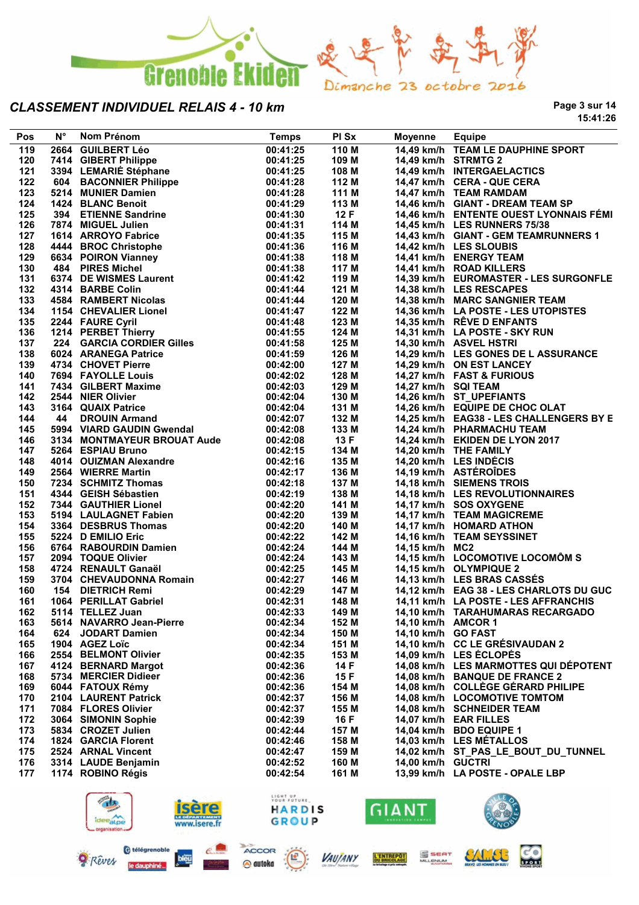Grenoble Ekiden — Dimanche 23 octobre 2016

## CLASSEMENT INDIVIDUEL RELAIS 4 - 10 km

15:41:26

| Pos | N° | Nom Prénom | Temps | Pl Sx | Moyenne | Equipe |
|---|---|---|---|---|---|---|
| 119 | 2664 | GUILBERT Léo | 00:41:25 | 110 M | 14,49 km/h | TEAM LE DAUPHINE SPORT |
| 120 | 7414 | GIBERT Philippe | 00:41:25 | 109 M | 14,49 km/h | STRMTG 2 |
| 121 | 3394 | LEMARIÉ Stéphane | 00:41:25 | 108 M | 14,49 km/h | INTERGAELACTICS |
| 122 | 604 | BACONNIER Philippe | 00:41:28 | 112 M | 14,47 km/h | CERA - QUE CERA |
| 123 | 5214 | MUNIER Damien | 00:41:28 | 111 M | 14,47 km/h | TEAM RAMDAM |
| 124 | 1424 | BLANC Benoit | 00:41:29 | 113 M | 14,46 km/h | GIANT - DREAM TEAM SP |
| 125 | 394 | ETIENNE Sandrine | 00:41:30 | 12 F | 14,46 km/h | ENTENTE OUEST LYONNAIS FÉMI |
| 126 | 7874 | MIGUEL Julien | 00:41:31 | 114 M | 14,45 km/h | LES RUNNERS 75/38 |
| 127 | 1614 | ARROYO Fabrice | 00:41:35 | 115 M | 14,43 km/h | GIANT - GEM TEAMRUNNERS 1 |
| 128 | 4444 | BROC Christophe | 00:41:36 | 116 M | 14,42 km/h | LES SLOUBIS |
| 129 | 6634 | POIRON Vianney | 00:41:38 | 118 M | 14,41 km/h | ENERGY TEAM |
| 130 | 484 | PIRES Michel | 00:41:38 | 117 M | 14,41 km/h | ROAD KILLERS |
| 131 | 6374 | DE WISMES Laurent | 00:41:42 | 119 M | 14,39 km/h | EUROMASTER - LES SURGONFLE |
| 132 | 4314 | BARBE Colin | 00:41:44 | 121 M | 14,38 km/h | LES RESCAPES |
| 133 | 4584 | RAMBERT Nicolas | 00:41:44 | 120 M | 14,38 km/h | MARC SANGNIER TEAM |
| 134 | 1154 | CHEVALIER Lionel | 00:41:47 | 122 M | 14,36 km/h | LA POSTE - LES UTOPISTES |
| 135 | 2244 | FAURE Cyril | 00:41:48 | 123 M | 14,35 km/h | RÊVE D ENFANTS |
| 136 | 1214 | PERBET Thierry | 00:41:55 | 124 M | 14,31 km/h | LA POSTE - SKY RUN |
| 137 | 224 | GARCIA CORDIER Gilles | 00:41:58 | 125 M | 14,30 km/h | ASVEL HSTRI |
| 138 | 6024 | ARANEGA Patrice | 00:41:59 | 126 M | 14,29 km/h | LES GONES DE L ASSURANCE |
| 139 | 4734 | CHOVET Pierre | 00:42:00 | 127 M | 14,29 km/h | ON EST LANCEY |
| 140 | 7694 | FAYOLLE Louis | 00:42:02 | 128 M | 14,27 km/h | FAST & FURIOUS |
| 141 | 7434 | GILBERT Maxime | 00:42:03 | 129 M | 14,27 km/h | SQI TEAM |
| 142 | 2544 | NIER Olivier | 00:42:04 | 130 M | 14,26 km/h | ST_UPEFIANTS |
| 143 | 3164 | QUAIX Patrice | 00:42:04 | 131 M | 14,26 km/h | EQUIPE DE CHOC OLAT |
| 144 | 44 | DROUIN Armand | 00:42:07 | 132 M | 14,25 km/h | EAG38 - LES CHALLENGERS BY E |
| 145 | 5994 | VIARD GAUDIN Gwendal | 00:42:08 | 133 M | 14,24 km/h | PHARMACHU TEAM |
| 146 | 3134 | MONTMAYEUR BROUAT Aude | 00:42:08 | 13 F | 14,24 km/h | EKIDEN DE LYON 2017 |
| 147 | 5264 | ESPIAU Bruno | 00:42:15 | 134 M | 14,20 km/h | THE FAMILY |
| 148 | 4014 | OUIZMAN Alexandre | 00:42:16 | 135 M | 14,20 km/h | LES INDÉCIS |
| 149 | 2564 | WIERRE Martin | 00:42:17 | 136 M | 14,19 km/h | ASTÉROÏDES |
| 150 | 7234 | SCHMITZ Thomas | 00:42:18 | 137 M | 14,18 km/h | SIEMENS TROIS |
| 151 | 4344 | GEISH Sébastien | 00:42:19 | 138 M | 14,18 km/h | LES REVOLUTIONNAIRES |
| 152 | 7344 | GAUTHIER Lionel | 00:42:20 | 141 M | 14,17 km/h | SOS OXYGENE |
| 153 | 5194 | LAULAGNET Fabien | 00:42:20 | 139 M | 14,17 km/h | TEAM MAGICREME |
| 154 | 3364 | DESBRUS Thomas | 00:42:20 | 140 M | 14,17 km/h | HOMARD ATHON |
| 155 | 5224 | D EMILIO Eric | 00:42:22 | 142 M | 14,16 km/h | TEAM SEYSSINET |
| 156 | 6764 | RABOURDIN Damien | 00:42:24 | 144 M | 14,15 km/h | MC2 |
| 157 | 2094 | TOQUE Olivier | 00:42:24 | 143 M | 14,15 km/h | LOCOMOTIVE LOCOMÔM S |
| 158 | 4724 | RENAULT Ganaël | 00:42:25 | 145 M | 14,15 km/h | OLYMPIQUE 2 |
| 159 | 3704 | CHEVAUDONNA Romain | 00:42:27 | 146 M | 14,13 km/h | LES BRAS CASSÉS |
| 160 | 154 | DIETRICH Remi | 00:42:29 | 147 M | 14,12 km/h | EAG 38 - LES CHARLOTS DU GUC |
| 161 | 1064 | PERILLAT Gabriel | 00:42:31 | 148 M | 14,11 km/h | LA POSTE - LES AFFRANCHIS |
| 162 | 5114 | TELLEZ Juan | 00:42:33 | 149 M | 14,10 km/h | TARAHUMARAS RECARGADO |
| 163 | 5614 | NAVARRO Jean-Pierre | 00:42:34 | 152 M | 14,10 km/h | AMCOR 1 |
| 164 | 624 | JODART Damien | 00:42:34 | 150 M | 14,10 km/h | GO FAST |
| 165 | 1904 | AGEZ Loïc | 00:42:34 | 151 M | 14,10 km/h | CC LE GRÉSIVAUDAN 2 |
| 166 | 2554 | BELMONT Olivier | 00:42:35 | 153 M | 14,09 km/h | LES ÉCLOPÉS |
| 167 | 4124 | BERNARD Margot | 00:42:36 | 14 F | 14,08 km/h | LES MARMOTTES QUI DÉPOTENT |
| 168 | 5734 | MERCIER Didieer | 00:42:36 | 15 F | 14,08 km/h | BANQUE DE FRANCE 2 |
| 169 | 6044 | FATOUX Rémy | 00:42:36 | 154 M | 14,08 km/h | COLLÈGE GÉRARD PHILIPE |
| 170 | 2104 | LAURENT Patrick | 00:42:37 | 156 M | 14,08 km/h | LOCOMOTIVE TOMTOM |
| 171 | 7084 | FLORES Olivier | 00:42:37 | 155 M | 14,08 km/h | SCHNEIDER TEAM |
| 172 | 3064 | SIMONIN Sophie | 00:42:39 | 16 F | 14,07 km/h | EAR FILLES |
| 173 | 5834 | CROZET Julien | 00:42:44 | 157 M | 14,04 km/h | BDO EQUIPE 1 |
| 174 | 1824 | GARCIA Florent | 00:42:46 | 158 M | 14,03 km/h | LES MÉTALLOS |
| 175 | 2524 | ARNAL Vincent | 00:42:47 | 159 M | 14,02 km/h | ST_PAS_LE_BOUT_DU_TUNNEL |
| 176 | 3314 | LAUDE Benjamin | 00:42:52 | 160 M | 14,00 km/h | GUCTRI |
| 177 | 1174 | ROBINO Régis | 00:42:54 | 161 M | 13,99 km/h | LA POSTE - OPALE LBP |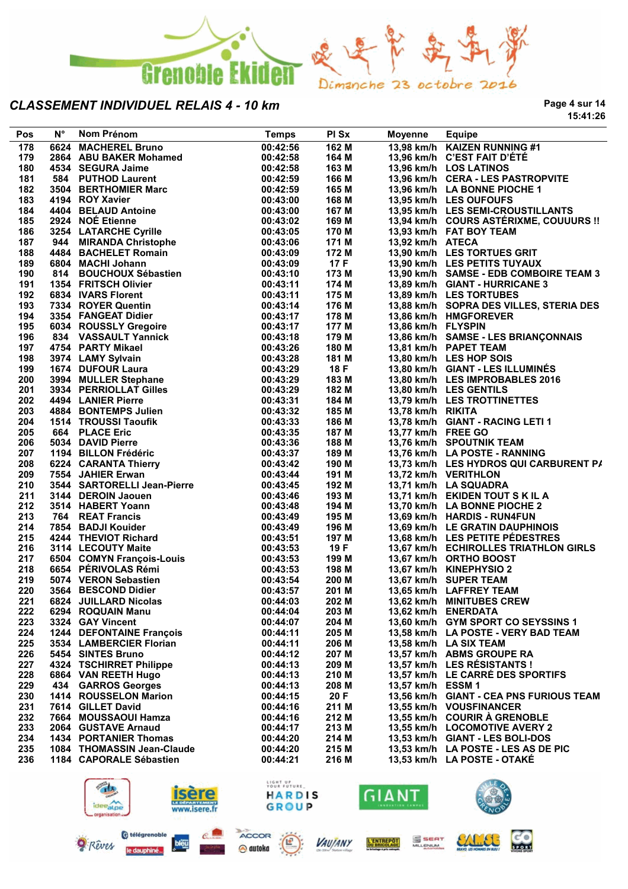Grenoble Ekiden — Dimanche 23 octobre 2016

## CLASSEMENT INDIVIDUEL RELAIS 4 - 10 km

15:41:26

| Pos | N° | Nom Prénom | Temps | Pl Sx | Moyenne | Equipe |
|---|---|---|---|---|---|---|
| 178 | 6624 | MACHEREL Bruno | 00:42:56 | 162 M | 13,98 km/h | KAIZEN RUNNING #1 |
| 179 | 2864 | ABU BAKER Mohamed | 00:42:58 | 164 M | 13,96 km/h | C'EST FAIT D'ÉTÉ |
| 180 | 4534 | SEGURA Jaime | 00:42:58 | 163 M | 13,96 km/h | LOS LATINOS |
| 181 | 584 | PUTHOD Laurent | 00:42:59 | 166 M | 13,96 km/h | CERA - LES PASTROPVITE |
| 182 | 3504 | BERTHOMIER Marc | 00:42:59 | 165 M | 13,96 km/h | LA BONNE PIOCHE 1 |
| 183 | 4194 | ROY Xavier | 00:43:00 | 168 M | 13,95 km/h | LES OUFOUFS |
| 184 | 4404 | BELAUD Antoine | 00:43:00 | 167 M | 13,95 km/h | LES SEMI-CROUSTILLANTS |
| 185 | 2924 | NOÉ Etienne | 00:43:02 | 169 M | 13,94 km/h | COURS ASTÉRIXME, COUUURS !! |
| 186 | 3254 | LATARCHE Cyrille | 00:43:05 | 170 M | 13,93 km/h | FAT BOY TEAM |
| 187 | 944 | MIRANDA Christophe | 00:43:06 | 171 M | 13,92 km/h | ATECA |
| 188 | 4484 | BACHELET Romain | 00:43:09 | 172 M | 13,90 km/h | LES TORTUES GRIT |
| 189 | 6804 | MACHI Johann | 00:43:09 | 17 F | 13,90 km/h | LES PETITS TUYAUX |
| 190 | 814 | BOUCHOUX Sébastien | 00:43:10 | 173 M | 13,90 km/h | SAMSE - EDB COMBOIRE TEAM 3 |
| 191 | 1354 | FRITSCH Olivier | 00:43:11 | 174 M | 13,89 km/h | GIANT - HURRICANE 3 |
| 192 | 6834 | IVARS Florent | 00:43:11 | 175 M | 13,89 km/h | LES TORTUBES |
| 193 | 7334 | ROYER Quentin | 00:43:14 | 176 M | 13,88 km/h | SOPRA DES VILLES, STERIA DES |
| 194 | 3354 | FANGEAT Didier | 00:43:17 | 178 M | 13,86 km/h | HMGFOREVER |
| 195 | 6034 | ROUSSLY Gregoire | 00:43:17 | 177 M | 13,86 km/h | FLYSPIN |
| 196 | 834 | VASSAULT Yannick | 00:43:18 | 179 M | 13,86 km/h | SAMSE - LES BRIANÇONNAIS |
| 197 | 4754 | PARTY Mikael | 00:43:26 | 180 M | 13,81 km/h | PAPET TEAM |
| 198 | 3974 | LAMY Sylvain | 00:43:28 | 181 M | 13,80 km/h | LES HOP SOIS |
| 199 | 1674 | DUFOUR Laura | 00:43:29 | 18 F | 13,80 km/h | GIANT - LES ILLUMINÉS |
| 200 | 3994 | MULLER Stephane | 00:43:29 | 183 M | 13,80 km/h | LES IMPROBABLES 2016 |
| 201 | 3934 | PERRIOLLAT Gilles | 00:43:29 | 182 M | 13,80 km/h | LES GENTILS |
| 202 | 4494 | LANIER Pierre | 00:43:31 | 184 M | 13,79 km/h | LES TROTTINETTES |
| 203 | 4884 | BONTEMPS Julien | 00:43:32 | 185 M | 13,78 km/h | RIKITA |
| 204 | 1514 | TROUSSI Taoufik | 00:43:33 | 186 M | 13,78 km/h | GIANT - RACING LETI 1 |
| 205 | 664 | PLACE Eric | 00:43:35 | 187 M | 13,77 km/h | FREE GO |
| 206 | 5034 | DAVID Pierre | 00:43:36 | 188 M | 13,76 km/h | SPOUTNIK TEAM |
| 207 | 1194 | BILLON Frédéric | 00:43:37 | 189 M | 13,76 km/h | LA POSTE - RANNING |
| 208 | 6224 | CARANTA Thierry | 00:43:42 | 190 M | 13,73 km/h | LES HYDROS QUI CARBURENT P/ |
| 209 | 7554 | JAHIER Erwan | 00:43:44 | 191 M | 13,72 km/h | VERITHLON |
| 210 | 3544 | SARTORELLI Jean-Pierre | 00:43:45 | 192 M | 13,71 km/h | LA SQUADRA |
| 211 | 3144 | DEROIN Jaouen | 00:43:46 | 193 M | 13,71 km/h | EKIDEN TOUT S K IL A |
| 212 | 3514 | HABERT Yoann | 00:43:48 | 194 M | 13,70 km/h | LA BONNE PIOCHE 2 |
| 213 | 764 | REAT Francis | 00:43:49 | 195 M | 13,69 km/h | HARDIS - RUN4FUN |
| 214 | 7854 | BADJI Kouider | 00:43:49 | 196 M | 13,69 km/h | LE GRATIN DAUPHINOIS |
| 215 | 4244 | THEVIOT Richard | 00:43:51 | 197 M | 13,68 km/h | LES PETITE PÉDESTRES |
| 216 | 3114 | LECOUTY Maite | 00:43:53 | 19 F | 13,67 km/h | ECHIROLLES TRIATHLON GIRLS |
| 217 | 6504 | COMYN François-Louis | 00:43:53 | 199 M | 13,67 km/h | ORTHO BOOST |
| 218 | 6654 | PÉRIVOLAS Rémi | 00:43:53 | 198 M | 13,67 km/h | KINEPHYSIO 2 |
| 219 | 5074 | VERON Sebastien | 00:43:54 | 200 M | 13,67 km/h | SUPER TEAM |
| 220 | 3564 | BESCOND Didier | 00:43:57 | 201 M | 13,65 km/h | LAFFREY TEAM |
| 221 | 6824 | JUILLARD Nicolas | 00:44:03 | 202 M | 13,62 km/h | MINITUBES CREW |
| 222 | 6294 | ROQUAIN Manu | 00:44:04 | 203 M | 13,62 km/h | ENERDATA |
| 223 | 3324 | GAY Vincent | 00:44:07 | 204 M | 13,60 km/h | GYM SPORT CO SEYSSINS 1 |
| 224 | 1244 | DEFONTAINE François | 00:44:11 | 205 M | 13,58 km/h | LA POSTE - VERY BAD TEAM |
| 225 | 3534 | LAMBERCIER Florian | 00:44:11 | 206 M | 13,58 km/h | LA SIX TEAM |
| 226 | 5454 | SINTES Bruno | 00:44:12 | 207 M | 13,57 km/h | ABMS GROUPE RA |
| 227 | 4324 | TSCHIRRET Philippe | 00:44:13 | 209 M | 13,57 km/h | LES RÉSISTANTS ! |
| 228 | 6864 | VAN REETH Hugo | 00:44:13 | 210 M | 13,57 km/h | LE CARRÉ DES SPORTIFS |
| 229 | 434 | GARROS Georges | 00:44:13 | 208 M | 13,57 km/h | ESSM 1 |
| 230 | 1414 | ROUSSELON Marion | 00:44:15 | 20 F | 13,56 km/h | GIANT - CEA PNS FURIOUS TEAM |
| 231 | 7614 | GILLET David | 00:44:16 | 211 M | 13,55 km/h | VOUSFINANCER |
| 232 | 7664 | MOUSSAOUI Hamza | 00:44:16 | 212 M | 13,55 km/h | COURIR À GRENOBLE |
| 233 | 2064 | GUSTAVE Arnaud | 00:44:17 | 213 M | 13,55 km/h | LOCOMOTIVE AVERY 2 |
| 234 | 1434 | PORTANIER Thomas | 00:44:20 | 214 M | 13,53 km/h | GIANT - LES BOLI-DOS |
| 235 | 1084 | THOMASSIN Jean-Claude | 00:44:20 | 215 M | 13,53 km/h | LA POSTE - LES AS DE PIC |
| 236 | 1184 | CAPORALE Sébastien | 00:44:21 | 216 M | 13,53 km/h | LA POSTE - OTAKÉ |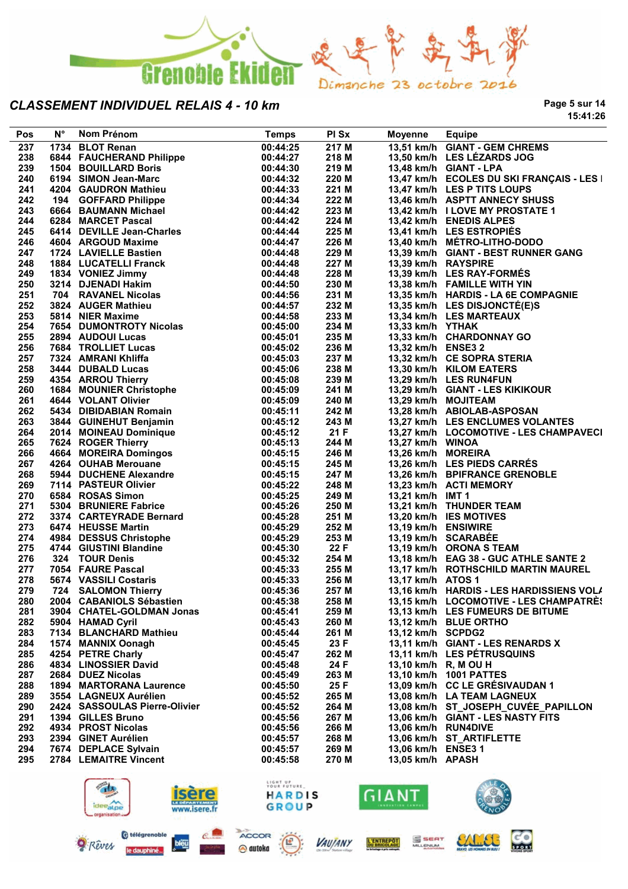Grenoble Ekiden — Dimanche 23 octobre 2016

## CLASSEMENT INDIVIDUEL RELAIS 4 - 10 km

15:41:26

| Pos | N° | Nom Prénom | Temps | Pl Sx | Moyenne | Equipe |
|---|---|---|---|---|---|---|
| 237 | 1734 | BLOT Renan | 00:44:25 | 217 M | 13,51 km/h | GIANT - GEM CHREMS |
| 238 | 6844 | FAUCHERAND Philippe | 00:44:27 | 218 M | 13,50 km/h | LES LÉZARDS JOG |
| 239 | 1504 | BOUILLARD Boris | 00:44:30 | 219 M | 13,48 km/h | GIANT - LPA |
| 240 | 6194 | SIMON Jean-Marc | 00:44:32 | 220 M | 13,47 km/h | ECOLES DU SKI FRANÇAIS - LES I |
| 241 | 4204 | GAUDRON Mathieu | 00:44:33 | 221 M | 13,47 km/h | LES P TITS LOUPS |
| 242 | 194 | GOFFARD Philippe | 00:44:34 | 222 M | 13,46 km/h | ASPTT ANNECY SHUSS |
| 243 | 6664 | BAUMANN Michael | 00:44:42 | 223 M | 13,42 km/h | I LOVE MY PROSTATE 1 |
| 244 | 6284 | MARCET Pascal | 00:44:42 | 224 M | 13,42 km/h | ENEDIS ALPES |
| 245 | 6414 | DEVILLE Jean-Charles | 00:44:44 | 225 M | 13,41 km/h | LES ESTROPIÉS |
| 246 | 4604 | ARGOUD Maxime | 00:44:47 | 226 M | 13,40 km/h | MÉTRO-LITHO-DODO |
| 247 | 1724 | LAVIELLE Bastien | 00:44:48 | 229 M | 13,39 km/h | GIANT - BEST RUNNER GANG |
| 248 | 1884 | LUCATELLI Franck | 00:44:48 | 227 M | 13,39 km/h | RAYSPIRE |
| 249 | 1834 | VONIEZ Jimmy | 00:44:48 | 228 M | 13,39 km/h | LES RAY-FORMÉS |
| 250 | 3214 | DJENADI Hakim | 00:44:50 | 230 M | 13,38 km/h | FAMILLE WITH YIN |
| 251 | 704 | RAVANEL Nicolas | 00:44:56 | 231 M | 13,35 km/h | HARDIS - LA 6E COMPAGNIE |
| 252 | 3824 | AUGER Mathieu | 00:44:57 | 232 M | 13,35 km/h | LES DISJONCTÉ(E)S |
| 253 | 5814 | NIER Maxime | 00:44:58 | 233 M | 13,34 km/h | LES MARTEAUX |
| 254 | 7654 | DUMONTROTY Nicolas | 00:45:00 | 234 M | 13,33 km/h | YTHAK |
| 255 | 2894 | AUDOUI Lucas | 00:45:01 | 235 M | 13,33 km/h | CHARDONNAY GO |
| 256 | 7684 | TROLLIET Lucas | 00:45:02 | 236 M | 13,32 km/h | ENSE3 2 |
| 257 | 7324 | AMRANI Khliffa | 00:45:03 | 237 M | 13,32 km/h | CE SOPRA STERIA |
| 258 | 3444 | DUBALD Lucas | 00:45:06 | 238 M | 13,30 km/h | KILOM EATERS |
| 259 | 4354 | ARROU Thierry | 00:45:08 | 239 M | 13,29 km/h | LES RUN4FUN |
| 260 | 1684 | MOUNIER Christophe | 00:45:09 | 241 M | 13,29 km/h | GIANT - LES KIKIKOUR |
| 261 | 4644 | VOLANT Olivier | 00:45:09 | 240 M | 13,29 km/h | MOJITEAM |
| 262 | 5434 | DIBIDABIAN Romain | 00:45:11 | 242 M | 13,28 km/h | ABIOLAB-ASPOSAN |
| 263 | 3844 | GUINEHUT Benjamin | 00:45:12 | 243 M | 13,27 km/h | LES ENCLUMES VOLANTES |
| 264 | 2014 | MOINEAU Dominique | 00:45:12 | 21 F | 13,27 km/h | LOCOMOTIVE - LES CHAMPAVECI |
| 265 | 7624 | ROGER Thierry | 00:45:13 | 244 M | 13,27 km/h | WINOA |
| 266 | 4664 | MOREIRA Domingos | 00:45:15 | 246 M | 13,26 km/h | MOREIRA |
| 267 | 4264 | OUHAB Merouane | 00:45:15 | 245 M | 13,26 km/h | LES PIEDS CARRÉS |
| 268 | 5944 | DUCHENE Alexandre | 00:45:15 | 247 M | 13,26 km/h | BPIFRANCE GRENOBLE |
| 269 | 7114 | PASTEUR Olivier | 00:45:22 | 248 M | 13,23 km/h | ACTI MEMORY |
| 270 | 6584 | ROSAS Simon | 00:45:25 | 249 M | 13,21 km/h | IMT 1 |
| 271 | 5304 | BRUNIERE Fabrice | 00:45:26 | 250 M | 13,21 km/h | THUNDER TEAM |
| 272 | 3374 | CARTEYRADE Bernard | 00:45:28 | 251 M | 13,20 km/h | IES MOTIVES |
| 273 | 6474 | HEUSSE Martin | 00:45:29 | 252 M | 13,19 km/h | ENSIWIRE |
| 274 | 4984 | DESSUS Christophe | 00:45:29 | 253 M | 13,19 km/h | SCARABÉE |
| 275 | 4744 | GIUSTINI Blandine | 00:45:30 | 22 F | 13,19 km/h | ORONA S TEAM |
| 276 | 324 | TOUR Denis | 00:45:32 | 254 M | 13,18 km/h | EAG 38 - GUC ATHLE SANTE 2 |
| 277 | 7054 | FAURE Pascal | 00:45:33 | 255 M | 13,17 km/h | ROTHSCHILD MARTIN MAUREL |
| 278 | 5674 | VASSILI Costaris | 00:45:33 | 256 M | 13,17 km/h | ATOS 1 |
| 279 | 724 | SALOMON Thierry | 00:45:36 | 257 M | 13,16 km/h | HARDIS - LES HARDISSIENS VOL/ |
| 280 | 2004 | CABANIOLS Sébastien | 00:45:38 | 258 M | 13,15 km/h | LOCOMOTIVE - LES CHAMPATRÈ! |
| 281 | 3904 | CHATEL-GOLDMAN Jonas | 00:45:41 | 259 M | 13,13 km/h | LES FUMEURS DE BITUME |
| 282 | 5904 | HAMAD Cyril | 00:45:43 | 260 M | 13,12 km/h | BLUE ORTHO |
| 283 | 7134 | BLANCHARD Mathieu | 00:45:44 | 261 M | 13,12 km/h | SCPDG2 |
| 284 | 1574 | MANNIX Oonagh | 00:45:45 | 23 F | 13,11 km/h | GIANT - LES RENARDS X |
| 285 | 4254 | PETRE Charly | 00:45:47 | 262 M | 13,11 km/h | LES PÉTRUSQUINS |
| 286 | 4834 | LINOSSIER David | 00:45:48 | 24 F | 13,10 km/h | R, M OU H |
| 287 | 2684 | DUEZ Nicolas | 00:45:49 | 263 M | 13,10 km/h | 1001 PATTES |
| 288 | 1894 | MARTORANA Laurence | 00:45:50 | 25 F | 13,09 km/h | CC LE GRÉSIVAUDAN 1 |
| 289 | 3554 | LAGNEUX Aurélien | 00:45:52 | 265 M | 13,08 km/h | LA TEAM LAGNEUX |
| 290 | 2424 | SASSOULAS Pierre-Olivier | 00:45:52 | 264 M | 13,08 km/h | ST_JOSEPH_CUVÉE_PAPILLON |
| 291 | 1394 | GILLES Bruno | 00:45:56 | 267 M | 13,06 km/h | GIANT - LES NASTY FITS |
| 292 | 4934 | PROST Nicolas | 00:45:56 | 266 M | 13,06 km/h | RUN4DIVE |
| 293 | 2394 | GINET Aurélien | 00:45:57 | 268 M | 13,06 km/h | ST_ARTIFLETTE |
| 294 | 7674 | DEPLACE Sylvain | 00:45:57 | 269 M | 13,06 km/h | ENSE3 1 |
| 295 | 2784 | LEMAITRE Vincent | 00:45:58 | 270 M | 13,05 km/h | APASH |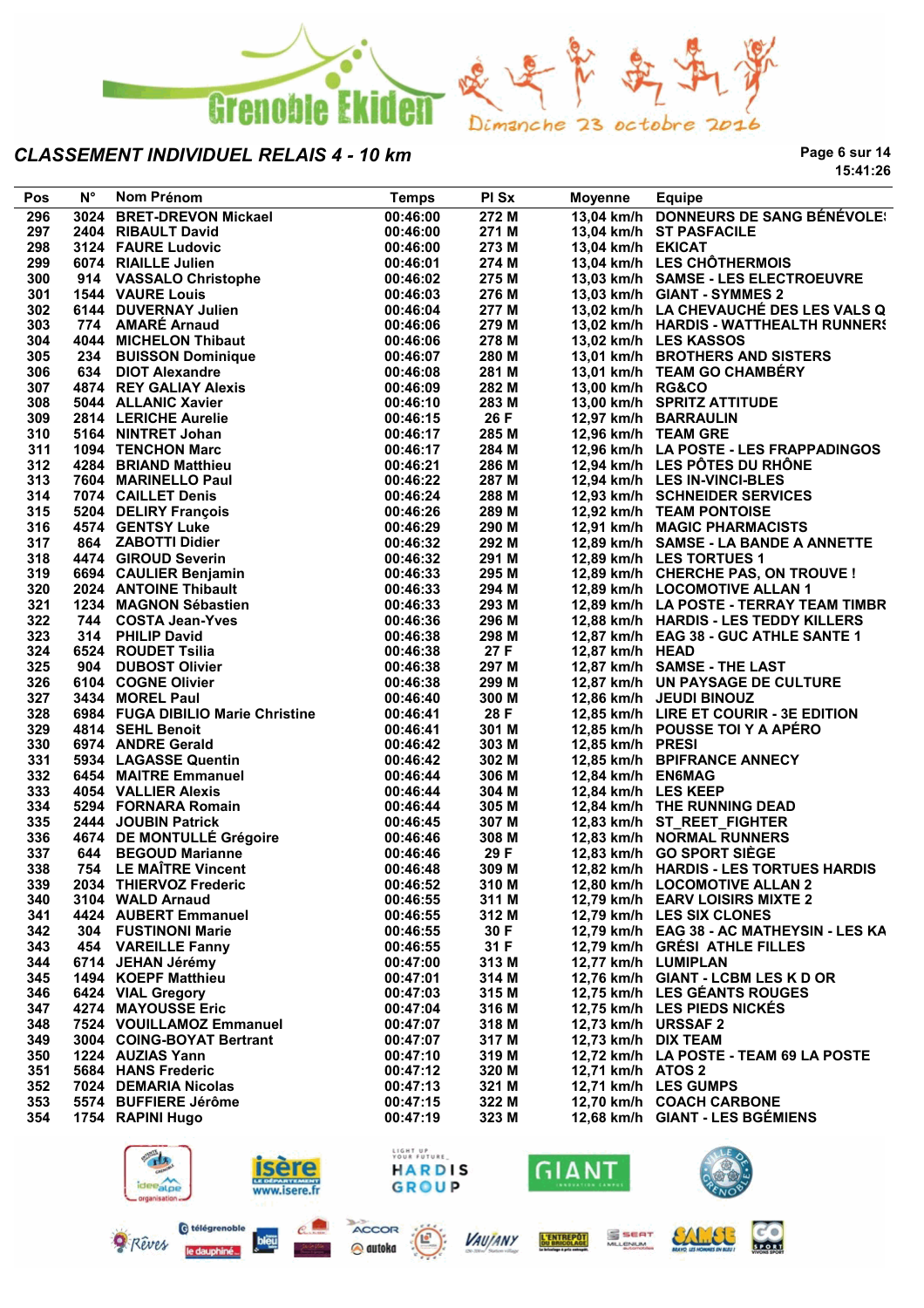Grenoble Ekiden — Dimanche 23 octobre 2016

## CLASSEMENT INDIVIDUEL RELAIS 4 - 10 km

15:41:26

| Pos | N° | Nom Prénom | Temps | Pl Sx | Moyenne | Equipe |
|---|---|---|---|---|---|---|
| 296 | 3024 | BRET-DREVON Mickael | 00:46:00 | 272 M | 13,04 km/h | DONNEURS DE SANG BÉNÉVOLE! |
| 297 | 2404 | RIBAULT David | 00:46:00 | 271 M | 13,04 km/h | ST PASFACILE |
| 298 | 3124 | FAURE Ludovic | 00:46:00 | 273 M | 13,04 km/h | EKICAT |
| 299 | 6074 | RIAILLE Julien | 00:46:01 | 274 M | 13,04 km/h | LES CHÔTHERMOIS |
| 300 | 914 | VASSALO Christophe | 00:46:02 | 275 M | 13,03 km/h | SAMSE - LES ELECTROEUVRE |
| 301 | 1544 | VAURE Louis | 00:46:03 | 276 M | 13,03 km/h | GIANT - SYMMES 2 |
| 302 | 6144 | DUVERNAY Julien | 00:46:04 | 277 M | 13,02 km/h | LA CHEVAUCHÉ DES LES VALS Q |
| 303 | 774 | AMARÉ Arnaud | 00:46:06 | 279 M | 13,02 km/h | HARDIS - WATTHEALTH RUNNERS |
| 304 | 4044 | MICHELON Thibaut | 00:46:06 | 278 M | 13,02 km/h | LES KASSOS |
| 305 | 234 | BUISSON Dominique | 00:46:07 | 280 M | 13,01 km/h | BROTHERS AND SISTERS |
| 306 | 634 | DIOT Alexandre | 00:46:08 | 281 M | 13,01 km/h | TEAM GO CHAMBÉRY |
| 307 | 4874 | REY GALIAY Alexis | 00:46:09 | 282 M | 13,00 km/h | RG&CO |
| 308 | 5044 | ALLANIC Xavier | 00:46:10 | 283 M | 13,00 km/h | SPRITZ ATTITUDE |
| 309 | 2814 | LERICHE Aurelie | 00:46:15 | 26 F | 12,97 km/h | BARRAULIN |
| 310 | 5164 | NINTRET Johan | 00:46:17 | 285 M | 12,96 km/h | TEAM GRE |
| 311 | 1094 | TENCHON Marc | 00:46:17 | 284 M | 12,96 km/h | LA POSTE - LES FRAPPADINGOS |
| 312 | 4284 | BRIAND Matthieu | 00:46:21 | 286 M | 12,94 km/h | LES PÔTES DU RHÔNE |
| 313 | 7604 | MARINELLO Paul | 00:46:22 | 287 M | 12,94 km/h | LES IN-VINCI-BLES |
| 314 | 7074 | CAILLET Denis | 00:46:24 | 288 M | 12,93 km/h | SCHNEIDER SERVICES |
| 315 | 5204 | DELIRY François | 00:46:26 | 289 M | 12,92 km/h | TEAM PONTOISE |
| 316 | 4574 | GENTSY Luke | 00:46:29 | 290 M | 12,91 km/h | MAGIC PHARMACISTS |
| 317 | 864 | ZABOTTI Didier | 00:46:32 | 292 M | 12,89 km/h | SAMSE - LA BANDE A ANNETTE |
| 318 | 4474 | GIROUD Severin | 00:46:32 | 291 M | 12,89 km/h | LES TORTUES 1 |
| 319 | 6694 | CAULIER Benjamin | 00:46:33 | 295 M | 12,89 km/h | CHERCHE PAS, ON TROUVE ! |
| 320 | 2024 | ANTOINE Thibault | 00:46:33 | 294 M | 12,89 km/h | LOCOMOTIVE ALLAN 1 |
| 321 | 1234 | MAGNON Sébastien | 00:46:33 | 293 M | 12,89 km/h | LA POSTE - TERRAY TEAM TIMBR |
| 322 | 744 | COSTA Jean-Yves | 00:46:36 | 296 M | 12,88 km/h | HARDIS - LES TEDDY KILLERS |
| 323 | 314 | PHILIP David | 00:46:38 | 298 M | 12,87 km/h | EAG 38 - GUC ATHLE SANTE 1 |
| 324 | 6524 | ROUDET Tsilia | 00:46:38 | 27 F | 12,87 km/h | HEAD |
| 325 | 904 | DUBOST Olivier | 00:46:38 | 297 M | 12,87 km/h | SAMSE - THE LAST |
| 326 | 6104 | COGNE Olivier | 00:46:38 | 299 M | 12,87 km/h | UN PAYSAGE DE CULTURE |
| 327 | 3434 | MOREL Paul | 00:46:40 | 300 M | 12,86 km/h | JEUDI BINOUZ |
| 328 | 6984 | FUGA DIBILIO Marie Christine | 00:46:41 | 28 F | 12,85 km/h | LIRE ET COURIR - 3E EDITION |
| 329 | 4814 | SEHL Benoit | 00:46:41 | 301 M | 12,85 km/h | POUSSE TOI Y A APÉRO |
| 330 | 6974 | ANDRE Gerald | 00:46:42 | 303 M | 12,85 km/h | PRESI |
| 331 | 5934 | LAGASSE Quentin | 00:46:42 | 302 M | 12,85 km/h | BPIFRANCE ANNECY |
| 332 | 6454 | MAITRE Emmanuel | 00:46:44 | 306 M | 12,84 km/h | EN6MAG |
| 333 | 4054 | VALLIER Alexis | 00:46:44 | 304 M | 12,84 km/h | LES KEEP |
| 334 | 5294 | FORNARA Romain | 00:46:44 | 305 M | 12,84 km/h | THE RUNNING DEAD |
| 335 | 2444 | JOUBIN Patrick | 00:46:45 | 307 M | 12,83 km/h | ST_REET_FIGHTER |
| 336 | 4674 | DE MONTULLÉ Grégoire | 00:46:46 | 308 M | 12,83 km/h | NORMAL RUNNERS |
| 337 | 644 | BEGOUD Marianne | 00:46:46 | 29 F | 12,83 km/h | GO SPORT SIÈGE |
| 338 | 754 | LE MAÎTRE Vincent | 00:46:48 | 309 M | 12,82 km/h | HARDIS - LES TORTUES HARDIS |
| 339 | 2034 | THIERVOZ Frederic | 00:46:52 | 310 M | 12,80 km/h | LOCOMOTIVE ALLAN 2 |
| 340 | 3104 | WALD Arnaud | 00:46:55 | 311 M | 12,79 km/h | EARV LOISIRS MIXTE 2 |
| 341 | 4424 | AUBERT Emmanuel | 00:46:55 | 312 M | 12,79 km/h | LES SIX CLONES |
| 342 | 304 | FUSTINONI Marie | 00:46:55 | 30 F | 12,79 km/h | EAG 38 - AC MATHEYSIN - LES KA |
| 343 | 454 | VAREILLE Fanny | 00:46:55 | 31 F | 12,79 km/h | GRÉSI ATHLE FILLES |
| 344 | 6714 | JEHAN Jérémy | 00:47:00 | 313 M | 12,77 km/h | LUMIPLAN |
| 345 | 1494 | KOEPF Matthieu | 00:47:01 | 314 M | 12,76 km/h | GIANT - LCBM LES K D OR |
| 346 | 6424 | VIAL Gregory | 00:47:03 | 315 M | 12,75 km/h | LES GÉANTS ROUGES |
| 347 | 4274 | MAYOUSSE Eric | 00:47:04 | 316 M | 12,75 km/h | LES PIEDS NICKÉS |
| 348 | 7524 | VOUILLAMOZ Emmanuel | 00:47:07 | 318 M | 12,73 km/h | URSSAF 2 |
| 349 | 3004 | COING-BOYAT Bertrant | 00:47:07 | 317 M | 12,73 km/h | DIX TEAM |
| 350 | 1224 | AUZIAS Yann | 00:47:10 | 319 M | 12,72 km/h | LA POSTE - TEAM 69 LA POSTE |
| 351 | 5684 | HANS Frederic | 00:47:12 | 320 M | 12,71 km/h | ATOS 2 |
| 352 | 7024 | DEMARIA Nicolas | 00:47:13 | 321 M | 12,71 km/h | LES GUMPS |
| 353 | 5574 | BUFFIERE Jérôme | 00:47:15 | 322 M | 12,70 km/h | COACH CARBONE |
| 354 | 1754 | RAPINI Hugo | 00:47:19 | 323 M | 12,68 km/h | GIANT - LES BGÉMIENS |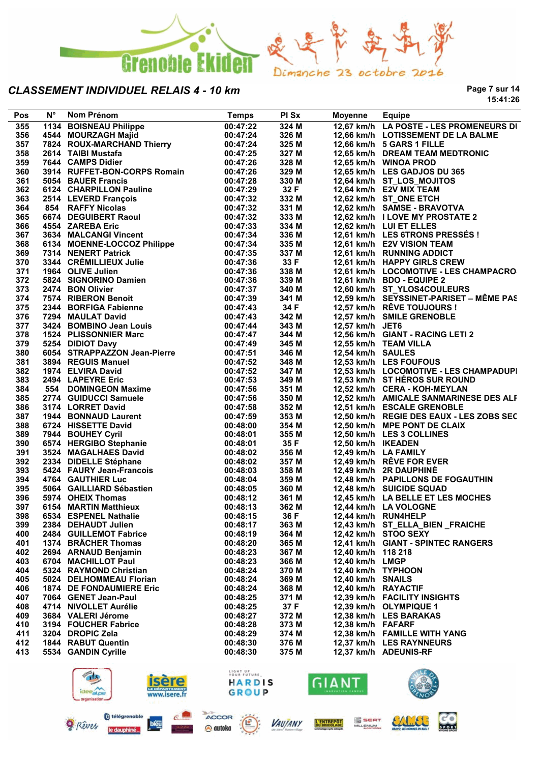Grenoble Ekiden — Dimanche 23 octobre 2016

## CLASSEMENT INDIVIDUEL RELAIS 4 - 10 km

15:41:26

| Pos | N° | Nom Prénom | Temps | Pl Sx | Moyenne | Equipe |
|---|---|---|---|---|---|---|
| 355 | 1134 | BOISNEAU Philippe | 00:47:22 | 324 M | 12,67 km/h | LA POSTE - LES PROMENEURS DI |
| 356 | 4544 | MOURZAGH Majid | 00:47:24 | 326 M | 12,66 km/h | LOTISSEMENT DE LA BALME |
| 357 | 7824 | ROUX-MARCHAND Thierry | 00:47:24 | 325 M | 12,66 km/h | 5 GARS 1 FILLE |
| 358 | 2614 | TAIBI Mustafa | 00:47:25 | 327 M | 12,65 km/h | DREAM TEAM MEDTRONIC |
| 359 | 7644 | CAMPS Didier | 00:47:26 | 328 M | 12,65 km/h | WINOA PROD |
| 360 | 3914 | RUFFET-BON-CORPS Romain | 00:47:26 | 329 M | 12,65 km/h | LES GADJOS DU 365 |
| 361 | 5054 | BAUER Francis | 00:47:28 | 330 M | 12,64 km/h | ST_LOS_MOJITOS |
| 362 | 6124 | CHARPILLON Pauline | 00:47:29 | 32 F | 12,64 km/h | E2V MIX TEAM |
| 363 | 2514 | LEVERD François | 00:47:32 | 332 M | 12,62 km/h | ST_ONE ETCH |
| 364 | 854 | RAFFY Nicolas | 00:47:32 | 331 M | 12,62 km/h | SAMSE - BRAVOTVA |
| 365 | 6674 | DEGUIBERT Raoul | 00:47:32 | 333 M | 12,62 km/h | I LOVE MY PROSTATE 2 |
| 366 | 4554 | ZAREBA Eric | 00:47:33 | 334 M | 12,62 km/h | LUI ET ELLES |
| 367 | 3634 | MALCANGI Vincent | 00:47:34 | 336 M | 12,61 km/h | LES 6TRONS PRESSÉS ! |
| 368 | 6134 | MOENNE-LOCCOZ Philippe | 00:47:34 | 335 M | 12,61 km/h | E2V VISION TEAM |
| 369 | 7314 | NENERT Patrick | 00:47:35 | 337 M | 12,61 km/h | RUNNING ADDICT |
| 370 | 3344 | CRÉMILLIEUX Julie | 00:47:36 | 33 F | 12,61 km/h | HAPPY GIRLS CREW |
| 371 | 1964 | OLIVE Julien | 00:47:36 | 338 M | 12,61 km/h | LOCOMOTIVE - LES CHAMPACRO |
| 372 | 5824 | SIGNORINO Damien | 00:47:36 | 339 M | 12,61 km/h | BDO - EQUIPE 2 |
| 373 | 2474 | BON Olivier | 00:47:37 | 340 M | 12,60 km/h | ST_YLOS4COULEURS |
| 374 | 7574 | RIBERON Benoit | 00:47:39 | 341 M | 12,59 km/h | SEYSSINET-PARISET – MÊME PAS |
| 375 | 2344 | BORFIGA Fabienne | 00:47:43 | 34 F | 12,57 km/h | RÊVE TOUJOURS ! |
| 376 | 7294 | MAULAT David | 00:47:43 | 342 M | 12,57 km/h | SMILE GRENOBLE |
| 377 | 3424 | BOMBINO Jean Louis | 00:47:44 | 343 M | 12,57 km/h | JET6 |
| 378 | 1524 | PLISSONNIER Marc | 00:47:47 | 344 M | 12,56 km/h | GIANT - RACING LETI 2 |
| 379 | 5254 | DIDIOT Davy | 00:47:49 | 345 M | 12,55 km/h | TEAM VILLA |
| 380 | 6054 | STRAPPAZZON Jean-Pierre | 00:47:51 | 346 M | 12,54 km/h | SAULES |
| 381 | 3894 | REGUIS Manuel | 00:47:52 | 348 M | 12,53 km/h | LES FOUFOUS |
| 382 | 1974 | ELVIRA David | 00:47:52 | 347 M | 12,53 km/h | LOCOMOTIVE - LES CHAMPADUPI |
| 383 | 2494 | LAPEYRE Eric | 00:47:53 | 349 M | 12,53 km/h | ST HÉROS SUR ROUND |
| 384 | 554 | DOMINGEON Maxime | 00:47:56 | 351 M | 12,52 km/h | CERA - KOH-MEYLAN |
| 385 | 2774 | GUIDUCCI Samuele | 00:47:56 | 350 M | 12,52 km/h | AMICALE SANMARINESE DES ALF |
| 386 | 3174 | LORRET David | 00:47:58 | 352 M | 12,51 km/h | ESCALE GRENOBLE |
| 387 | 1944 | BONNAUD Laurent | 00:47:59 | 353 M | 12,50 km/h | REGIE DES EAUX - LES ZOBS SEC |
| 388 | 6724 | HISSETTE David | 00:48:00 | 354 M | 12,50 km/h | MPE PONT DE CLAIX |
| 389 | 7944 | BOUHEY Cyril | 00:48:01 | 355 M | 12,50 km/h | LES 3 COLLINES |
| 390 | 6574 | HERGIBO Stephanie | 00:48:01 | 35 F | 12,50 km/h | IKEADEN |
| 391 | 3524 | MAGALHAES David | 00:48:02 | 356 M | 12,49 km/h | LA FAMILY |
| 392 | 2334 | DIDELLE Stéphane | 00:48:02 | 357 M | 12,49 km/h | RÊVE FOR EVER |
| 393 | 5424 | FAURY Jean-Francois | 00:48:03 | 358 M | 12,49 km/h | 2R DAUPHINÉ |
| 394 | 4764 | GAUTHIER Luc | 00:48:04 | 359 M | 12,48 km/h | PAPILLONS DE FOGAUTHIN |
| 395 | 5064 | GAILLIARD Sébastien | 00:48:05 | 360 M | 12,48 km/h | SUICIDE SQUAD |
| 396 | 5974 | OHEIX Thomas | 00:48:12 | 361 M | 12,45 km/h | LA BELLE ET LES MOCHES |
| 397 | 6154 | MARTIN Matthieux | 00:48:13 | 362 M | 12,44 km/h | LA VOLOGNE |
| 398 | 6534 | ESPENEL Nathalie | 00:48:15 | 36 F | 12,44 km/h | RUN4HELP |
| 399 | 2384 | DEHAUDT Julien | 00:48:17 | 363 M | 12,43 km/h | ST_ELLA_BIEN _FRAICHE |
| 400 | 2484 | GUILLEMOT Fabrice | 00:48:19 | 364 M | 12,42 km/h | STOO SEXY |
| 401 | 1374 | BRÄCHER Thomas | 00:48:20 | 365 M | 12,41 km/h | GIANT - SPINTEC RANGERS |
| 402 | 2694 | ARNAUD Benjamin | 00:48:23 | 367 M | 12,40 km/h | 118 218 |
| 403 | 6704 | MACHILLOT Paul | 00:48:23 | 366 M | 12,40 km/h | LMGP |
| 404 | 5324 | RAYMOND Christian | 00:48:24 | 370 M | 12,40 km/h | TYPHOON |
| 405 | 5024 | DELHOMMEAU Florian | 00:48:24 | 369 M | 12,40 km/h | SNAILS |
| 406 | 1874 | DE FONDAUMIERE Eric | 00:48:24 | 368 M | 12,40 km/h | RAYACTIF |
| 407 | 7064 | GENET Jean-Paul | 00:48:25 | 371 M | 12,39 km/h | FACILITY INSIGHTS |
| 408 | 4714 | NIVOLLET Aurélie | 00:48:25 | 37 F | 12,39 km/h | OLYMPIQUE 1 |
| 409 | 3684 | VALERI Jérome | 00:48:27 | 372 M | 12,38 km/h | LES BARAKAS |
| 410 | 3194 | FOUCHER Fabrice | 00:48:28 | 373 M | 12,38 km/h | FAFARF |
| 411 | 3204 | DROPIC Zela | 00:48:29 | 374 M | 12,38 km/h | FAMILLE WITH YANG |
| 412 | 1844 | RABUT Quentin | 00:48:30 | 376 M | 12,37 km/h | LES RAYNNEURS |
| 413 | 5534 | GANDIN Cyrille | 00:48:30 | 375 M | 12,37 km/h | ADEUNIS-RF |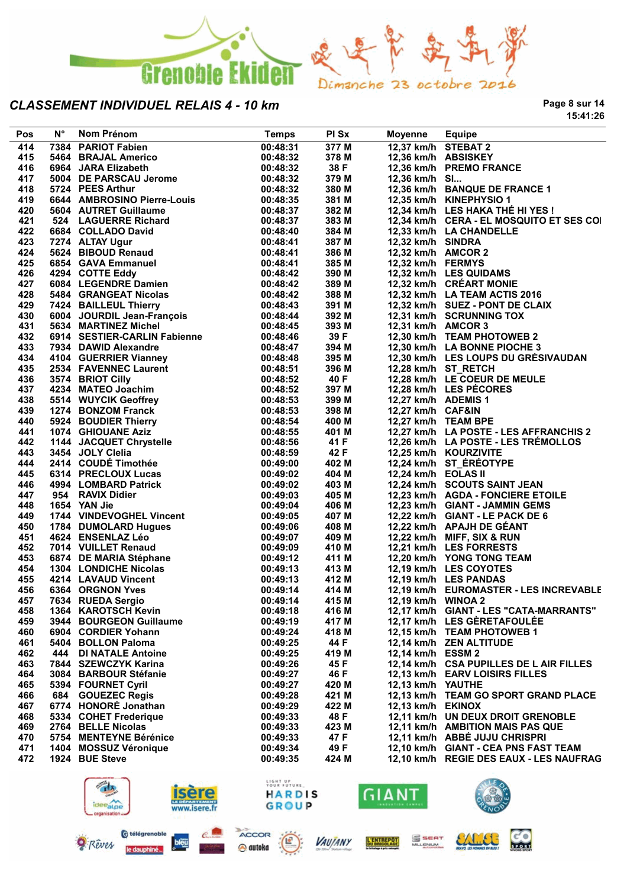Grenoble Ekiden — Dimanche 23 octobre 2016

## CLASSEMENT INDIVIDUEL RELAIS 4 - 10 km

15:41:26

| Pos | N° | Nom Prénom | Temps | Pl Sx | Moyenne | Equipe |
|---|---|---|---|---|---|---|
| 414 | 7384 | PARIOT Fabien | 00:48:31 | 377 M | 12,37 km/h | STEBAT 2 |
| 415 | 5464 | BRAJAL Americo | 00:48:32 | 378 M | 12,36 km/h | ABSISKEY |
| 416 | 6964 | JARA Elizabeth | 00:48:32 | 38 F | 12,36 km/h | PREMO FRANCE |
| 417 | 5004 | DE PARSCAU Jerome | 00:48:32 | 379 M | 12,36 km/h | SI... |
| 418 | 5724 | PEES Arthur | 00:48:32 | 380 M | 12,36 km/h | BANQUE DE FRANCE 1 |
| 419 | 6644 | AMBROSINO Pierre-Louis | 00:48:35 | 381 M | 12,35 km/h | KINEPHYSIO 1 |
| 420 | 5604 | AUTRET Guillaume | 00:48:37 | 382 M | 12,34 km/h | LES HAKA THÉ HI YES ! |
| 421 | 524 | LAGUERRE Richard | 00:48:37 | 383 M | 12,34 km/h | CERA - EL MOSQUITO ET SES CO |
| 422 | 6684 | COLLADO David | 00:48:40 | 384 M | 12,33 km/h | LA CHANDELLE |
| 423 | 7274 | ALTAY Ugur | 00:48:41 | 387 M | 12,32 km/h | SINDRA |
| 424 | 5624 | BIBOUD Renaud | 00:48:41 | 386 M | 12,32 km/h | AMCOR 2 |
| 425 | 6854 | GAVA Emmanuel | 00:48:41 | 385 M | 12,32 km/h | FERMYS |
| 426 | 4294 | COTTE Eddy | 00:48:42 | 390 M | 12,32 km/h | LES QUIDAMS |
| 427 | 6084 | LEGENDRE Damien | 00:48:42 | 389 M | 12,32 km/h | CRÉART MONIE |
| 428 | 5484 | GRANGEAT Nicolas | 00:48:42 | 388 M | 12,32 km/h | LA TEAM ACTIS 2016 |
| 429 | 7424 | BAILLEUL Thierry | 00:48:43 | 391 M | 12,32 km/h | SUEZ - PONT DE CLAIX |
| 430 | 6004 | JOURDIL Jean-François | 00:48:44 | 392 M | 12,31 km/h | SCRUNNING TOX |
| 431 | 5634 | MARTINEZ Michel | 00:48:45 | 393 M | 12,31 km/h | AMCOR 3 |
| 432 | 6914 | SESTIER-CARLIN Fabienne | 00:48:46 | 39 F | 12,30 km/h | TEAM PHOTOWEB 2 |
| 433 | 7934 | DAWID Alexandre | 00:48:47 | 394 M | 12,30 km/h | LA BONNE PIOCHE 3 |
| 434 | 4104 | GUERRIER Vianney | 00:48:48 | 395 M | 12,30 km/h | LES LOUPS DU GRÉSIVAUDAN |
| 435 | 2534 | FAVENNEC Laurent | 00:48:51 | 396 M | 12,28 km/h | ST_RETCH |
| 436 | 3574 | BRIOT Cilly | 00:48:52 | 40 F | 12,28 km/h | LE COEUR DE MEULE |
| 437 | 4234 | MATEO Joachim | 00:48:52 | 397 M | 12,28 km/h | LES PÉCORES |
| 438 | 5514 | WUYCIK Geoffrey | 00:48:53 | 399 M | 12,27 km/h | ADEMIS 1 |
| 439 | 1274 | BONZOM Franck | 00:48:53 | 398 M | 12,27 km/h | CAF&IN |
| 440 | 5924 | BOUDIER Thierry | 00:48:54 | 400 M | 12,27 km/h | TEAM BPE |
| 441 | 1074 | GHIOUANE Aziz | 00:48:55 | 401 M | 12,27 km/h | LA POSTE - LES AFFRANCHIS 2 |
| 442 | 1144 | JACQUET Chrystelle | 00:48:56 | 41 F | 12,26 km/h | LA POSTE - LES TRÉMOLLOS |
| 443 | 3454 | JOLY Clelia | 00:48:59 | 42 F | 12,25 km/h | KOURZIVITE |
| 444 | 2414 | COUDÉ Timothée | 00:49:00 | 402 M | 12,24 km/h | ST_ÉRÉOTYPE |
| 445 | 6314 | PRECLOUX Lucas | 00:49:02 | 404 M | 12,24 km/h | EOLAS II |
| 446 | 4994 | LOMBARD Patrick | 00:49:02 | 403 M | 12,24 km/h | SCOUTS SAINT JEAN |
| 447 | 954 | RAVIX Didier | 00:49:03 | 405 M | 12,23 km/h | AGDA - FONCIERE ETOILE |
| 448 | 1654 | YAN Jie | 00:49:04 | 406 M | 12,23 km/h | GIANT - JAMMIN GEMS |
| 449 | 1744 | VINDEVOGHEL Vincent | 00:49:05 | 407 M | 12,22 km/h | GIANT - LE PACK DE 6 |
| 450 | 1784 | DUMOLARD Hugues | 00:49:06 | 408 M | 12,22 km/h | APAJH DE GÉANT |
| 451 | 4624 | ENSENLAZ Léo | 00:49:07 | 409 M | 12,22 km/h | MIFF, SIX & RUN |
| 452 | 7014 | VUILLET Renaud | 00:49:09 | 410 M | 12,21 km/h | LES FORRESTS |
| 453 | 6874 | DE MARIA Stéphane | 00:49:12 | 411 M | 12,20 km/h | YONG TONG TEAM |
| 454 | 1304 | LONDICHE Nicolas | 00:49:13 | 413 M | 12,19 km/h | LES COYOTES |
| 455 | 4214 | LAVAUD Vincent | 00:49:13 | 412 M | 12,19 km/h | LES PANDAS |
| 456 | 6364 | ORGNON Yves | 00:49:14 | 414 M | 12,19 km/h | EUROMASTER - LES INCREVABLE |
| 457 | 7634 | RUEDA Sergio | 00:49:14 | 415 M | 12,19 km/h | WINOA 2 |
| 458 | 1364 | KAROTSCH Kevin | 00:49:18 | 416 M | 12,17 km/h | GIANT - LES "CATA-MARRANTS" |
| 459 | 3944 | BOURGEON Guillaume | 00:49:19 | 417 M | 12,17 km/h | LES GÈRETAFOULÉE |
| 460 | 6904 | CORDIER Yohann | 00:49:24 | 418 M | 12,15 km/h | TEAM PHOTOWEB 1 |
| 461 | 5404 | BOLLON Paloma | 00:49:25 | 44 F | 12,14 km/h | ZEN ALTITUDE |
| 462 | 444 | DI NATALE Antoine | 00:49:25 | 419 M | 12,14 km/h | ESSM 2 |
| 463 | 7844 | SZEWCZYK Karina | 00:49:26 | 45 F | 12,14 km/h | CSA PUPILLES DE L AIR FILLES |
| 464 | 3084 | BARBOUR Stéfanie | 00:49:27 | 46 F | 12,13 km/h | EARV LOISIRS FILLES |
| 465 | 5394 | FOURNET Cyril | 00:49:27 | 420 M | 12,13 km/h | YAUTHE |
| 466 | 684 | GOUEZEC Regis | 00:49:28 | 421 M | 12,13 km/h | TEAM GO SPORT GRAND PLACE |
| 467 | 6774 | HONORÉ Jonathan | 00:49:29 | 422 M | 12,13 km/h | EKINOX |
| 468 | 5334 | COHET Frederique | 00:49:33 | 48 F | 12,11 km/h | UN DEUX DROIT GRENOBLE |
| 469 | 2764 | BELLE Nicolas | 00:49:33 | 423 M | 12,11 km/h | AMBITION MAIS PAS QUE |
| 470 | 5754 | MENTEYNE Bérénice | 00:49:33 | 47 F | 12,11 km/h | ABBÉ JUJU CHRISPRI |
| 471 | 1404 | MOSSUZ Véronique | 00:49:34 | 49 F | 12,10 km/h | GIANT - CEA PNS FAST TEAM |
| 472 | 1924 | BUE Steve | 00:49:35 | 424 M | 12,10 km/h | REGIE DES EAUX - LES NAUFRAG |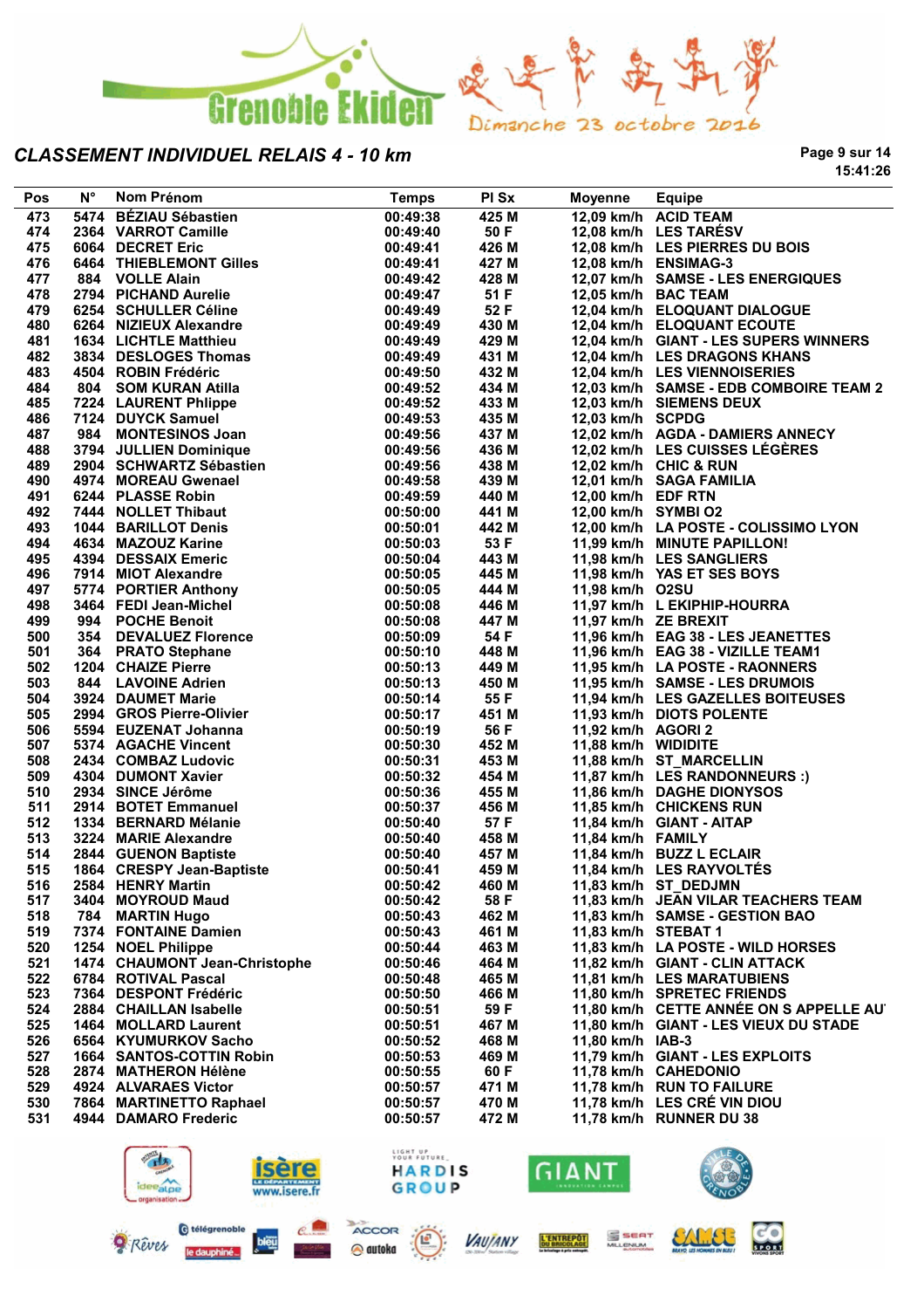# CLASSEMENT INDIVIDUEL RELAIS 4 - 10 km

Grenoble Ekiden — Dimanche 23 octobre 2016

| Pos | N° | Nom Prénom | Temps | Pl Sx | Moyenne | Equipe |
|---|---|---|---|---|---|---|
| 473 | 5474 | BÉZIAU Sébastien | 00:49:38 | 425 M | 12,09 km/h | ACID TEAM |
| 474 | 2364 | VARROT Camille | 00:49:40 | 50 F | 12,08 km/h | LES TARÉSV |
| 475 | 6064 | DECRET Eric | 00:49:41 | 426 M | 12,08 km/h | LES PIERRES DU BOIS |
| 476 | 6464 | THIEBLEMONT Gilles | 00:49:41 | 427 M | 12,08 km/h | ENSIMAG-3 |
| 477 | 884 | VOLLE Alain | 00:49:42 | 428 M | 12,07 km/h | SAMSE - LES ENERGIQUES |
| 478 | 2794 | PICHAND Aurelie | 00:49:47 | 51 F | 12,05 km/h | BAC TEAM |
| 479 | 6254 | SCHULLER Céline | 00:49:49 | 52 F | 12,04 km/h | ELOQUANT DIALOGUE |
| 480 | 6264 | NIZIEUX Alexandre | 00:49:49 | 430 M | 12,04 km/h | ELOQUANT ECOUTE |
| 481 | 1634 | LICHTLE Matthieu | 00:49:49 | 429 M | 12,04 km/h | GIANT - LES SUPERS WINNERS |
| 482 | 3834 | DESLOGES Thomas | 00:49:49 | 431 M | 12,04 km/h | LES DRAGONS KHANS |
| 483 | 4504 | ROBIN Frédéric | 00:49:50 | 432 M | 12,04 km/h | LES VIENNOISERIES |
| 484 | 804 | SOM KURAN Atilla | 00:49:52 | 434 M | 12,03 km/h | SAMSE - EDB COMBOIRE TEAM 2 |
| 485 | 7224 | LAURENT Phlippe | 00:49:52 | 433 M | 12,03 km/h | SIEMENS DEUX |
| 486 | 7124 | DUYCK Samuel | 00:49:53 | 435 M | 12,03 km/h | SCPDG |
| 487 | 984 | MONTESINOS Joan | 00:49:56 | 437 M | 12,02 km/h | AGDA - DAMIERS ANNECY |
| 488 | 3794 | JULLIEN Dominique | 00:49:56 | 436 M | 12,02 km/h | LES CUISSES LÉGÈRES |
| 489 | 2904 | SCHWARTZ Sébastien | 00:49:56 | 438 M | 12,02 km/h | CHIC & RUN |
| 490 | 4974 | MOREAU Gwenael | 00:49:58 | 439 M | 12,01 km/h | SAGA FAMILIA |
| 491 | 6244 | PLASSE Robin | 00:49:59 | 440 M | 12,00 km/h | EDF RTN |
| 492 | 7444 | NOLLET Thibaut | 00:50:00 | 441 M | 12,00 km/h | SYMBI O2 |
| 493 | 1044 | BARILLOT Denis | 00:50:01 | 442 M | 12,00 km/h | LA POSTE - COLISSIMO LYON |
| 494 | 4634 | MAZOUZ Karine | 00:50:03 | 53 F | 11,99 km/h | MINUTE PAPILLON! |
| 495 | 4394 | DESSAIX Emeric | 00:50:04 | 443 M | 11,98 km/h | LES SANGLIERS |
| 496 | 7914 | MIOT Alexandre | 00:50:05 | 445 M | 11,98 km/h | YAS ET SES BOYS |
| 497 | 5774 | PORTIER Anthony | 00:50:05 | 444 M | 11,98 km/h | O2SU |
| 498 | 3464 | FEDI Jean-Michel | 00:50:08 | 446 M | 11,97 km/h | L EKIPHIP-HOURRA |
| 499 | 994 | POCHE Benoit | 00:50:08 | 447 M | 11,97 km/h | ZE BREXIT |
| 500 | 354 | DEVALUEZ Florence | 00:50:09 | 54 F | 11,96 km/h | EAG 38 - LES JEANETTES |
| 501 | 364 | PRATO Stephane | 00:50:10 | 448 M | 11,96 km/h | EAG 38 - VIZILLE TEAM1 |
| 502 | 1204 | CHAIZE Pierre | 00:50:13 | 449 M | 11,95 km/h | LA POSTE - RAONNERS |
| 503 | 844 | LAVOINE Adrien | 00:50:13 | 450 M | 11,95 km/h | SAMSE - LES DRUMOIS |
| 504 | 3924 | DAUMET Marie | 00:50:14 | 55 F | 11,94 km/h | LES GAZELLES BOITEUSES |
| 505 | 2994 | GROS Pierre-Olivier | 00:50:17 | 451 M | 11,93 km/h | DIOTS POLENTE |
| 506 | 5594 | EUZENAT Johanna | 00:50:19 | 56 F | 11,92 km/h | AGORI 2 |
| 507 | 5374 | AGACHE Vincent | 00:50:30 | 452 M | 11,88 km/h | WIDIDITE |
| 508 | 2434 | COMBAZ Ludovic | 00:50:31 | 453 M | 11,88 km/h | ST_MARCELLIN |
| 509 | 4304 | DUMONT Xavier | 00:50:32 | 454 M | 11,87 km/h | LES RANDONNEURS :) |
| 510 | 2934 | SINCE Jérôme | 00:50:36 | 455 M | 11,86 km/h | DAGHE DIONYSOS |
| 511 | 2914 | BOTET Emmanuel | 00:50:37 | 456 M | 11,85 km/h | CHICKENS RUN |
| 512 | 1334 | BERNARD Mélanie | 00:50:40 | 57 F | 11,84 km/h | GIANT - AITAP |
| 513 | 3224 | MARIE Alexandre | 00:50:40 | 458 M | 11,84 km/h | FAMILY |
| 514 | 2844 | GUENON Baptiste | 00:50:40 | 457 M | 11,84 km/h | BUZZ L ECLAIR |
| 515 | 1864 | CRESPY Jean-Baptiste | 00:50:41 | 459 M | 11,84 km/h | LES RAYVOLTÉS |
| 516 | 2584 | HENRY Martin | 00:50:42 | 460 M | 11,83 km/h | ST_DEDJMN |
| 517 | 3404 | MOYROUD Maud | 00:50:42 | 58 F | 11,83 km/h | JEAN VILAR TEACHERS TEAM |
| 518 | 784 | MARTIN Hugo | 00:50:43 | 462 M | 11,83 km/h | SAMSE - GESTION BAO |
| 519 | 7374 | FONTAINE Damien | 00:50:43 | 461 M | 11,83 km/h | STEBAT 1 |
| 520 | 1254 | NOEL Philippe | 00:50:44 | 463 M | 11,83 km/h | LA POSTE - WILD HORSES |
| 521 | 1474 | CHAUMONT Jean-Christophe | 00:50:46 | 464 M | 11,82 km/h | GIANT - CLIN ATTACK |
| 522 | 6784 | ROTIVAL Pascal | 00:50:48 | 465 M | 11,81 km/h | LES MARATUBIENS |
| 523 | 7364 | DESPONT Frédéric | 00:50:50 | 466 M | 11,80 km/h | SPRETEC FRIENDS |
| 524 | 2884 | CHAILLAN Isabelle | 00:50:51 | 59 F | 11,80 km/h | CETTE ANNÉE ON S APPELLE AU |
| 525 | 1464 | MOLLARD Laurent | 00:50:51 | 467 M | 11,80 km/h | GIANT - LES VIEUX DU STADE |
| 526 | 6564 | KYUMURKOV Sacho | 00:50:52 | 468 M | 11,80 km/h | IAB-3 |
| 527 | 1664 | SANTOS-COTTIN Robin | 00:50:53 | 469 M | 11,79 km/h | GIANT - LES EXPLOITS |
| 528 | 2874 | MATHERON Hélène | 00:50:55 | 60 F | 11,78 km/h | CAHEDONIO |
| 529 | 4924 | ALVARAES Victor | 00:50:57 | 471 M | 11,78 km/h | RUN TO FAILURE |
| 530 | 7864 | MARTINETTO Raphael | 00:50:57 | 470 M | 11,78 km/h | LES CRÉ VIN DIOU |
| 531 | 4944 | DAMARO Frederic | 00:50:57 | 472 M | 11,78 km/h | RUNNER DU 38 |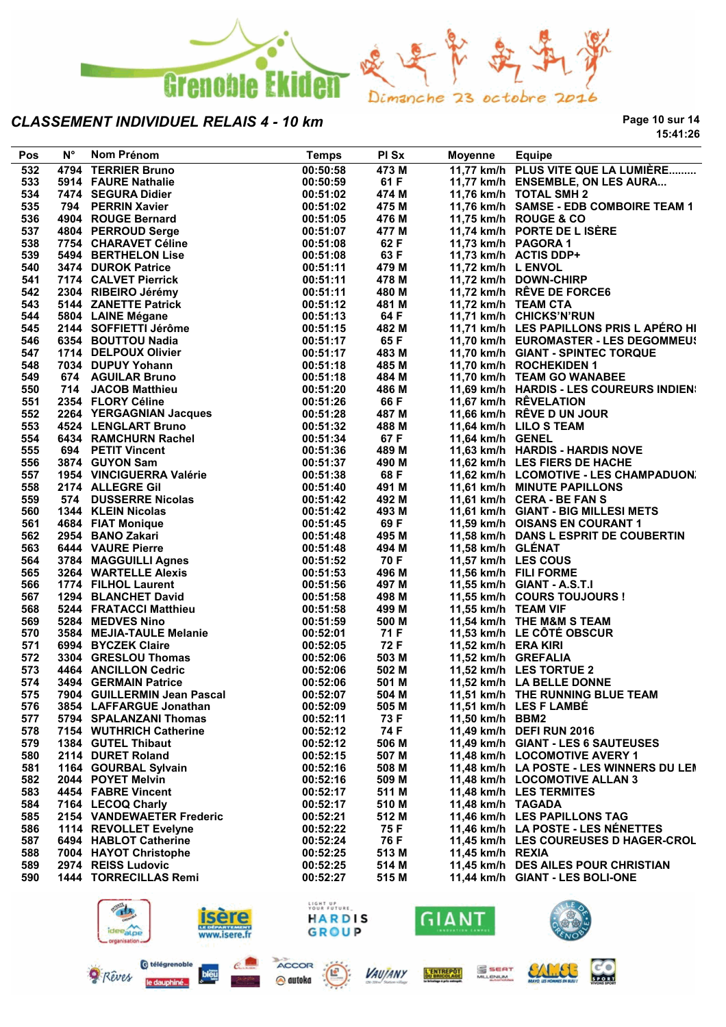Grenoble Ekiden — Dimanche 23 octobre 2016

## CLASSEMENT INDIVIDUEL RELAIS 4 - 10 km

Page 10 sur 14
15:41:26

| Pos | N° | Nom Prénom | Temps | Pl Sx | Moyenne | Equipe |
|---|---|---|---|---|---|---|
| 532 | 4794 | TERRIER Bruno | 00:50:58 | 473 M | 11,77 km/h | PLUS VITE QUE LA LUMIÈRE......... |
| 533 | 5914 | FAURE Nathalie | 00:50:59 | 61 F | 11,77 km/h | ENSEMBLE, ON LES AURA... |
| 534 | 7474 | SEGURA Didier | 00:51:02 | 474 M | 11,76 km/h | TOTAL SMH 2 |
| 535 | 794 | PERRIN Xavier | 00:51:02 | 475 M | 11,76 km/h | SAMSE - EDB COMBOIRE TEAM 1 |
| 536 | 4904 | ROUGE Bernard | 00:51:05 | 476 M | 11,75 km/h | ROUGE & CO |
| 537 | 4804 | PERROUD Serge | 00:51:07 | 477 M | 11,74 km/h | PORTE DE L ISÈRE |
| 538 | 7754 | CHARAVET Céline | 00:51:08 | 62 F | 11,73 km/h | PAGORA 1 |
| 539 | 5494 | BERTHELON Lise | 00:51:08 | 63 F | 11,73 km/h | ACTIS DDP+ |
| 540 | 3474 | DUROK Patrice | 00:51:11 | 479 M | 11,72 km/h | L ENVOL |
| 541 | 7174 | CALVET Pierrick | 00:51:11 | 478 M | 11,72 km/h | DOWN-CHIRP |
| 542 | 2304 | RIBEIRO Jérémy | 00:51:11 | 480 M | 11,72 km/h | RÊVE DE FORCE6 |
| 543 | 5144 | ZANETTE Patrick | 00:51:12 | 481 M | 11,72 km/h | TEAM CTA |
| 544 | 5804 | LAINE Mégane | 00:51:13 | 64 F | 11,71 km/h | CHICKS'N'RUN |
| 545 | 2144 | SOFFIETTI Jérôme | 00:51:15 | 482 M | 11,71 km/h | LES PAPILLONS PRIS L APÉRO HI |
| 546 | 6354 | BOUTTOU Nadia | 00:51:17 | 65 F | 11,70 km/h | EUROMASTER - LES DEGOMMEU |
| 547 | 1714 | DELPOUX Olivier | 00:51:17 | 483 M | 11,70 km/h | GIANT - SPINTEC TORQUE |
| 548 | 7034 | DUPUY Yohann | 00:51:18 | 485 M | 11,70 km/h | ROCHEKIDEN 1 |
| 549 | 674 | AGUILAR Bruno | 00:51:18 | 484 M | 11,70 km/h | TEAM GO WANABEE |
| 550 | 714 | JACOB Matthieu | 00:51:20 | 486 M | 11,69 km/h | HARDIS - LES COUREURS INDIEN |
| 551 | 2354 | FLORY Céline | 00:51:26 | 66 F | 11,67 km/h | RÊVELATION |
| 552 | 2264 | YERGAGNIAN Jacques | 00:51:28 | 487 M | 11,66 km/h | RÊVE D UN JOUR |
| 553 | 4524 | LENGLART Bruno | 00:51:32 | 488 M | 11,64 km/h | LILO S TEAM |
| 554 | 6434 | RAMCHURN Rachel | 00:51:34 | 67 F | 11,64 km/h | GENEL |
| 555 | 694 | PETIT Vincent | 00:51:36 | 489 M | 11,63 km/h | HARDIS - HARDIS NOVE |
| 556 | 3874 | GUYON Sam | 00:51:37 | 490 M | 11,62 km/h | LES FIERS DE HACHE |
| 557 | 1954 | VINCIGUERRA Valérie | 00:51:38 | 68 F | 11,62 km/h | LCOMOTIVE - LES CHAMPADUON |
| 558 | 2174 | ALLEGRE Gil | 00:51:40 | 491 M | 11,61 km/h | MINUTE PAPILLONS |
| 559 | 574 | DUSSERRE Nicolas | 00:51:42 | 492 M | 11,61 km/h | CERA - BE FAN S |
| 560 | 1344 | KLEIN Nicolas | 00:51:42 | 493 M | 11,61 km/h | GIANT - BIG MILLESI METS |
| 561 | 4684 | FIAT Monique | 00:51:45 | 69 F | 11,59 km/h | OISANS EN COURANT 1 |
| 562 | 2954 | BANO Zakari | 00:51:48 | 495 M | 11,58 km/h | DANS L ESPRIT DE COUBERTIN |
| 563 | 6444 | VAURE Pierre | 00:51:48 | 494 M | 11,58 km/h | GLÉNAT |
| 564 | 3784 | MAGGUILLI Agnes | 00:51:52 | 70 F | 11,57 km/h | LES COUS |
| 565 | 3264 | WARTELLE Alexis | 00:51:53 | 496 M | 11,56 km/h | FILI FORME |
| 566 | 1774 | FILHOL Laurent | 00:51:56 | 497 M | 11,55 km/h | GIANT - A.S.T.I |
| 567 | 1294 | BLANCHET David | 00:51:58 | 498 M | 11,55 km/h | COURS TOUJOURS ! |
| 568 | 5244 | FRATACCI Matthieu | 00:51:58 | 499 M | 11,55 km/h | TEAM VIF |
| 569 | 5284 | MEDVES Nino | 00:51:59 | 500 M | 11,54 km/h | THE M&M S TEAM |
| 570 | 3584 | MEJIA-TAULE Melanie | 00:52:01 | 71 F | 11,53 km/h | LE CÔTÉ OBSCUR |
| 571 | 6994 | BYCZEK Claire | 00:52:05 | 72 F | 11,52 km/h | ERA KIRI |
| 572 | 3304 | GRESLOU Thomas | 00:52:06 | 503 M | 11,52 km/h | GREFALIA |
| 573 | 4464 | ANCILLON Cedric | 00:52:06 | 502 M | 11,52 km/h | LES TORTUE 2 |
| 574 | 3494 | GERMAIN Patrice | 00:52:06 | 501 M | 11,52 km/h | LA BELLE DONNE |
| 575 | 7904 | GUILLERMIN Jean Pascal | 00:52:07 | 504 M | 11,51 km/h | THE RUNNING BLUE TEAM |
| 576 | 3854 | LAFFARGUE Jonathan | 00:52:09 | 505 M | 11,51 km/h | LES F LAMBÉ |
| 577 | 5794 | SPALANZANI Thomas | 00:52:11 | 73 F | 11,50 km/h | BBM2 |
| 578 | 7154 | WUTHRICH Catherine | 00:52:12 | 74 F | 11,49 km/h | DEFI RUN 2016 |
| 579 | 1384 | GUTEL Thibaut | 00:52:12 | 506 M | 11,49 km/h | GIANT - LES 6 SAUTEUSES |
| 580 | 2114 | DURET Roland | 00:52:15 | 507 M | 11,48 km/h | LOCOMOTIVE AVERY 1 |
| 581 | 1164 | GOURBAL Sylvain | 00:52:16 | 508 M | 11,48 km/h | LA POSTE - LES WINNERS DU LE |
| 582 | 2044 | POYET Melvin | 00:52:16 | 509 M | 11,48 km/h | LOCOMOTIVE ALLAN 3 |
| 583 | 4454 | FABRE Vincent | 00:52:17 | 511 M | 11,48 km/h | LES TERMITES |
| 584 | 7164 | LECOQ Charly | 00:52:17 | 510 M | 11,48 km/h | TAGADA |
| 585 | 2154 | VANDEWAETER Frederic | 00:52:21 | 512 M | 11,46 km/h | LES PAPILLONS TAG |
| 586 | 1114 | REVOLLET Evelyne | 00:52:22 | 75 F | 11,46 km/h | LA POSTE - LES NÉNETTES |
| 587 | 6494 | HABLOT Catherine | 00:52:24 | 76 F | 11,45 km/h | LES COUREUSES D HAGER-CROL |
| 588 | 7004 | HAYOT Christophe | 00:52:25 | 513 M | 11,45 km/h | REXIA |
| 589 | 2974 | REISS Ludovic | 00:52:25 | 514 M | 11,45 km/h | DES AILES POUR CHRISTIAN |
| 590 | 1444 | TORRECILLAS Remi | 00:52:27 | 515 M | 11,44 km/h | GIANT - LES BOLI-ONE |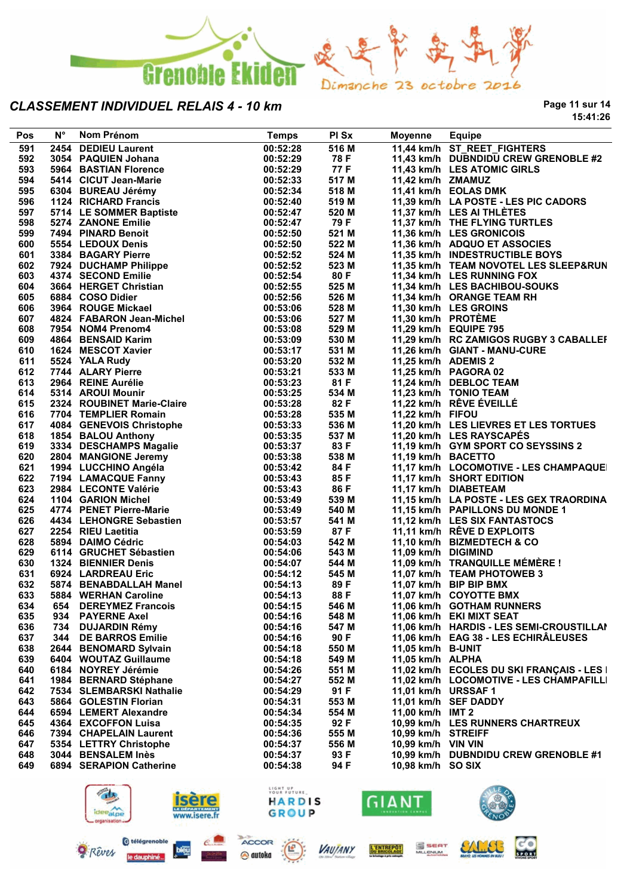Grenoble Ekiden — Dimanche 23 octobre 2016

## CLASSEMENT INDIVIDUEL RELAIS 4 - 10 km

15:41:26

| Pos | N° | Nom Prénom | Temps | Pl Sx | Moyenne | Equipe |
|---|---|---|---|---|---|---|
| 591 | 2454 | DEDIEU Laurent | 00:52:28 | 516 M | 11,44 km/h | ST_REET_FIGHTERS |
| 592 | 3054 | PAQUIEN Johana | 00:52:29 | 78 F | 11,43 km/h | DUBNDIDU CREW GRENOBLE #2 |
| 593 | 5964 | BASTIAN Florence | 00:52:29 | 77 F | 11,43 km/h | LES ATOMIC GIRLS |
| 594 | 5414 | CICUT Jean-Marie | 00:52:33 | 517 M | 11,42 km/h | ZMAMUZ |
| 595 | 6304 | BUREAU Jérémy | 00:52:34 | 518 M | 11,41 km/h | EOLAS DMK |
| 596 | 1124 | RICHARD Francis | 00:52:40 | 519 M | 11,39 km/h | LA POSTE - LES PIC CADORS |
| 597 | 5714 | LE SOMMER Baptiste | 00:52:47 | 520 M | 11,37 km/h | LES AI THLÈTES |
| 598 | 5274 | ZANONE Emilie | 00:52:47 | 79 F | 11,37 km/h | THE FLYING TURTLES |
| 599 | 7494 | PINARD Benoit | 00:52:50 | 521 M | 11,36 km/h | LES GRONICOIS |
| 600 | 5554 | LEDOUX Denis | 00:52:50 | 522 M | 11,36 km/h | ADQUO ET ASSOCIES |
| 601 | 3384 | BAGARY Pierre | 00:52:52 | 524 M | 11,35 km/h | INDESTRUCTIBLE BOYS |
| 602 | 7924 | DUCHAMP Philippe | 00:52:52 | 523 M | 11,35 km/h | TEAM NOVOTEL LES SLEEP&RUN |
| 603 | 4374 | SECOND Emilie | 00:52:54 | 80 F | 11,34 km/h | LES RUNNING FOX |
| 604 | 3664 | HERGET Christian | 00:52:55 | 525 M | 11,34 km/h | LES BACHIBOU-SOUKS |
| 605 | 6884 | COSO Didier | 00:52:56 | 526 M | 11,34 km/h | ORANGE TEAM RH |
| 606 | 3964 | ROUGE Mickael | 00:53:06 | 528 M | 11,30 km/h | LES GROINS |
| 607 | 4824 | FABARON Jean-Michel | 00:53:06 | 527 M | 11,30 km/h | PROTÈME |
| 608 | 7954 | NOM4 Prenom4 | 00:53:08 | 529 M | 11,29 km/h | EQUIPE 795 |
| 609 | 4864 | BENSAID Karim | 00:53:09 | 530 M | 11,29 km/h | RC ZAMIGOS RUGBY 3 CABALLEF |
| 610 | 1624 | MESCOT Xavier | 00:53:17 | 531 M | 11,26 km/h | GIANT - MANU-CURE |
| 611 | 5524 | YALA Rudy | 00:53:20 | 532 M | 11,25 km/h | ADEMIS 2 |
| 612 | 7744 | ALARY Pierre | 00:53:21 | 533 M | 11,25 km/h | PAGORA 02 |
| 613 | 2964 | REINE Aurélie | 00:53:23 | 81 F | 11,24 km/h | DEBLOC TEAM |
| 614 | 5314 | AROUI Mounir | 00:53:25 | 534 M | 11,23 km/h | TONIO TEAM |
| 615 | 2324 | ROUBINET Marie-Claire | 00:53:28 | 82 F | 11,22 km/h | RÊVE ÉVEILLÉ |
| 616 | 7704 | TEMPLIER Romain | 00:53:28 | 535 M | 11,22 km/h | FIFOU |
| 617 | 4084 | GENEVOIS Christophe | 00:53:33 | 536 M | 11,20 km/h | LES LIEVRES ET LES TORTUES |
| 618 | 1854 | BALOU Anthony | 00:53:35 | 537 M | 11,20 km/h | LES RAYSCAPÉS |
| 619 | 3334 | DESCHAMPS Magalie | 00:53:37 | 83 F | 11,19 km/h | GYM SPORT CO SEYSSINS 2 |
| 620 | 2804 | MANGIONE Jeremy | 00:53:38 | 538 M | 11,19 km/h | BACETTO |
| 621 | 1994 | LUCCHINO Angéla | 00:53:42 | 84 F | 11,17 km/h | LOCOMOTIVE - LES CHAMPAQUEI |
| 622 | 7194 | LAMACQUE Fanny | 00:53:43 | 85 F | 11,17 km/h | SHORT EDITION |
| 623 | 2984 | LECONTE Valérie | 00:53:43 | 86 F | 11,17 km/h | DIABETEAM |
| 624 | 1104 | GARION Michel | 00:53:49 | 539 M | 11,15 km/h | LA POSTE - LES GEX TRAORDINA |
| 625 | 4774 | PENET Pierre-Marie | 00:53:49 | 540 M | 11,15 km/h | PAPILLONS DU MONDE 1 |
| 626 | 4434 | LEHONGRE Sebastien | 00:53:57 | 541 M | 11,12 km/h | LES SIX FANTASTOCS |
| 627 | 2254 | RIEU Laetitia | 00:53:59 | 87 F | 11,11 km/h | RÊVE D EXPLOITS |
| 628 | 5894 | DAIMO Cédric | 00:54:03 | 542 M | 11,10 km/h | BIZMEDTECH & CO |
| 629 | 6114 | GRUCHET Sébastien | 00:54:06 | 543 M | 11,09 km/h | DIGIMIND |
| 630 | 1324 | BIENNIER Denis | 00:54:07 | 544 M | 11,09 km/h | TRANQUILLE MÉMÈRE ! |
| 631 | 6924 | LARDREAU Eric | 00:54:12 | 545 M | 11,07 km/h | TEAM PHOTOWEB 3 |
| 632 | 5874 | BENABDALLAH Manel | 00:54:13 | 89 F | 11,07 km/h | BIP BIP BMX |
| 633 | 5884 | WERHAN Caroline | 00:54:13 | 88 F | 11,07 km/h | COYOTTE BMX |
| 634 | 654 | DEREYMEZ Francois | 00:54:15 | 546 M | 11,06 km/h | GOTHAM RUNNERS |
| 635 | 934 | PAYERNE Axel | 00:54:16 | 548 M | 11,06 km/h | EKI MIXT SEAT |
| 636 | 734 | DUJARDIN Rémy | 00:54:16 | 547 M | 11,06 km/h | HARDIS - LES SEMI-CROUSTILLAI |
| 637 | 344 | DE BARROS Emilie | 00:54:16 | 90 F | 11,06 km/h | EAG 38 - LES ECHIRÂLEUSES |
| 638 | 2644 | BENOMARD Sylvain | 00:54:18 | 550 M | 11,05 km/h | B-UNIT |
| 639 | 6404 | WOUTAZ Guillaume | 00:54:18 | 549 M | 11,05 km/h | ALPHA |
| 640 | 6184 | NOYREY Jérémie | 00:54:26 | 551 M | 11,02 km/h | ECOLES DU SKI FRANÇAIS - LES I |
| 641 | 1984 | BERNARD Stéphane | 00:54:27 | 552 M | 11,02 km/h | LOCOMOTIVE - LES CHAMPAFILLI |
| 642 | 7534 | SLEMBARSKI Nathalie | 00:54:29 | 91 F | 11,01 km/h | URSSAF 1 |
| 643 | 5864 | GOLESTIN Florian | 00:54:31 | 553 M | 11,01 km/h | SEF DADDY |
| 644 | 6594 | LEMERT Alexandre | 00:54:34 | 554 M | 11,00 km/h | IMT 2 |
| 645 | 4364 | EXCOFFON Luisa | 00:54:35 | 92 F | 10,99 km/h | LES RUNNERS CHARTREUX |
| 646 | 7394 | CHAPELAIN Laurent | 00:54:36 | 555 M | 10,99 km/h | STREIFF |
| 647 | 5354 | LETTRY Christophe | 00:54:37 | 556 M | 10,99 km/h | VIN VIN |
| 648 | 3044 | BENSALEM Inès | 00:54:37 | 93 F | 10,99 km/h | DUBNDIDU CREW GRENOBLE #1 |
| 649 | 6894 | SERAPION Catherine | 00:54:38 | 94 F | 10,98 km/h | SO SIX |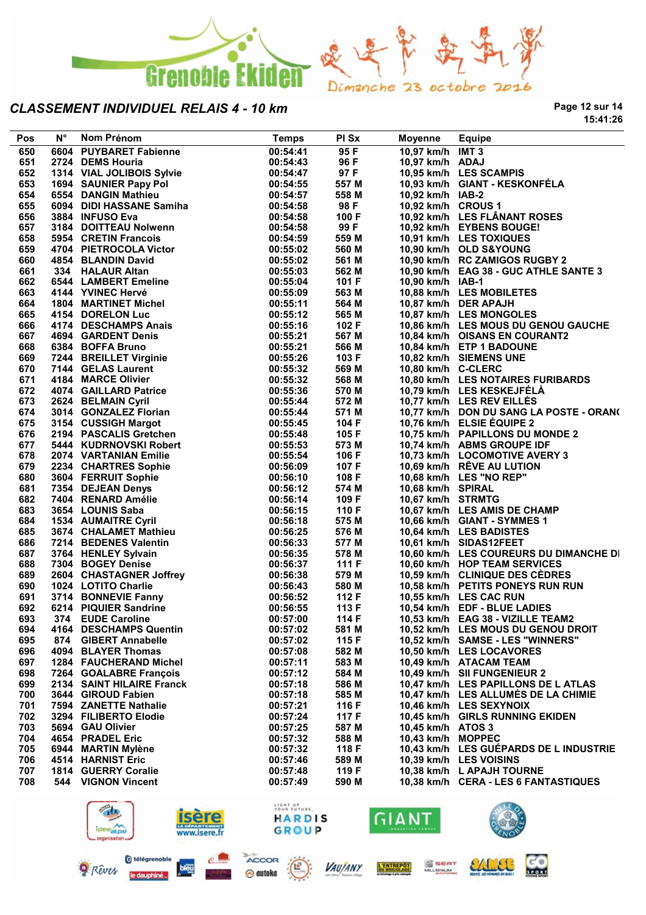Grenoble Ekiden — Dimanche 23 octobre 2016

## CLASSEMENT INDIVIDUEL RELAIS 4 - 10 km

15:41:26

| Pos | N° | Nom Prénom | Temps | Pl Sx | Moyenne | Equipe |
|---|---|---|---|---|---|---|
| 650 | 6604 | PUYBARET Fabienne | 00:54:41 | 95 F | 10,97 km/h | IMT 3 |
| 651 | 2724 | DEMS Houria | 00:54:43 | 96 F | 10,97 km/h | ADAJ |
| 652 | 1314 | VIAL JOLIBOIS Sylvie | 00:54:47 | 97 F | 10,95 km/h | LES SCAMPIS |
| 653 | 1694 | SAUNIER Papy Pol | 00:54:55 | 557 M | 10,93 km/h | GIANT - KESKONFÉLA |
| 654 | 6554 | DANGIN Mathieu | 00:54:57 | 558 M | 10,92 km/h | IAB-2 |
| 655 | 6094 | DIDI HASSANE Samiha | 00:54:58 | 98 F | 10,92 km/h | CROUS 1 |
| 656 | 3884 | INFUSO Eva | 00:54:58 | 100 F | 10,92 km/h | LES FLÂNANT ROSES |
| 657 | 3184 | DOITTEAU Nolwenn | 00:54:58 | 99 F | 10,92 km/h | EYBENS BOUGE! |
| 658 | 5954 | CRETIN Francois | 00:54:59 | 559 M | 10,91 km/h | LES TOXIQUES |
| 659 | 4704 | PIETROCOLA Victor | 00:55:02 | 560 M | 10,90 km/h | OLD S&YOUNG |
| 660 | 4854 | BLANDIN David | 00:55:02 | 561 M | 10,90 km/h | RC ZAMIGOS RUGBY 2 |
| 661 | 334 | HALAUR Altan | 00:55:03 | 562 M | 10,90 km/h | EAG 38 - GUC ATHLE SANTE 3 |
| 662 | 6544 | LAMBERT Emeline | 00:55:04 | 101 F | 10,90 km/h | IAB-1 |
| 663 | 4144 | YVINEC Hervé | 00:55:09 | 563 M | 10,88 km/h | LES MOBILETES |
| 664 | 1804 | MARTINET Michel | 00:55:11 | 564 M | 10,87 km/h | DER APAJH |
| 665 | 4154 | DORELON Luc | 00:55:12 | 565 M | 10,87 km/h | LES MONGOLES |
| 666 | 4174 | DESCHAMPS Anais | 00:55:16 | 102 F | 10,86 km/h | LES MOUS DU GENOU GAUCHE |
| 667 | 4694 | GARDENT Denis | 00:55:21 | 567 M | 10,84 km/h | OISANS EN COURANT2 |
| 668 | 6384 | BOFFA Bruno | 00:55:21 | 566 M | 10,84 km/h | ETP 1 BADOUNE |
| 669 | 7244 | BREILLET Virginie | 00:55:26 | 103 F | 10,82 km/h | SIEMENS UNE |
| 670 | 7144 | GELAS Laurent | 00:55:32 | 569 M | 10,80 km/h | C-CLERC |
| 671 | 4184 | MARCE Olivier | 00:55:32 | 568 M | 10,80 km/h | LES NOTAIRES FURIBARDS |
| 672 | 4074 | GAILLARD Patrice | 00:55:36 | 570 M | 10,79 km/h | LES KESKEJFÉLÀ |
| 673 | 2624 | BELMAIN Cyril | 00:55:44 | 572 M | 10,77 km/h | LES REV EILLÉS |
| 674 | 3014 | GONZALEZ Florian | 00:55:44 | 571 M | 10,77 km/h | DON DU SANG LA POSTE - ORAN( |
| 675 | 3154 | CUSSIGH Margot | 00:55:45 | 104 F | 10,76 km/h | ELSIE ÉQUIPE 2 |
| 676 | 2194 | PASCALIS Gretchen | 00:55:48 | 105 F | 10,75 km/h | PAPILLONS DU MONDE 2 |
| 677 | 5444 | KUDRNOVSKI Robert | 00:55:53 | 573 M | 10,74 km/h | ABMS GROUPE IDF |
| 678 | 2074 | VARTANIAN Emilie | 00:55:54 | 106 F | 10,73 km/h | LOCOMOTIVE AVERY 3 |
| 679 | 2234 | CHARTRES Sophie | 00:56:09 | 107 F | 10,69 km/h | RÊVE AU LUTION |
| 680 | 3604 | FERRUIT Sophie | 00:56:10 | 108 F | 10,68 km/h | LES "NO REP" |
| 681 | 7354 | DEJEAN Denys | 00:56:12 | 574 M | 10,68 km/h | SPIRAL |
| 682 | 7404 | RENARD Amélie | 00:56:14 | 109 F | 10,67 km/h | STRMTG |
| 683 | 3654 | LOUNIS Saba | 00:56:15 | 110 F | 10,67 km/h | LES AMIS DE CHAMP |
| 684 | 1534 | AUMAITRE Cyril | 00:56:18 | 575 M | 10,66 km/h | GIANT - SYMMES 1 |
| 685 | 3674 | CHALAMET Mathieu | 00:56:25 | 576 M | 10,64 km/h | LES BADISTES |
| 686 | 7214 | BEDENES Valentin | 00:56:33 | 577 M | 10,61 km/h | SIDAS12FEET |
| 687 | 3764 | HENLEY Sylvain | 00:56:35 | 578 M | 10,60 km/h | LES COUREURS DU DIMANCHE DI |
| 688 | 7304 | BOGEY Denise | 00:56:37 | 111 F | 10,60 km/h | HOP TEAM SERVICES |
| 689 | 2604 | CHASTAGNER Joffrey | 00:56:38 | 579 M | 10,59 km/h | CLINIQUE DES CÈDRES |
| 690 | 1024 | LOTITO Charlie | 00:56:43 | 580 M | 10,58 km/h | PETITS PONEYS RUN RUN |
| 691 | 3714 | BONNEVIE Fanny | 00:56:52 | 112 F | 10,55 km/h | LES CAC RUN |
| 692 | 6214 | PIQUIER Sandrine | 00:56:55 | 113 F | 10,54 km/h | EDF - BLUE LADIES |
| 693 | 374 | EUDE Caroline | 00:57:00 | 114 F | 10,53 km/h | EAG 38 - VIZILLE TEAM2 |
| 694 | 4164 | DESCHAMPS Quentin | 00:57:02 | 581 M | 10,52 km/h | LES MOUS DU GENOU DROIT |
| 695 | 874 | GIBERT Annabelle | 00:57:02 | 115 F | 10,52 km/h | SAMSE - LES "WINNERS" |
| 696 | 4094 | BLAYER Thomas | 00:57:08 | 582 M | 10,50 km/h | LES LOCAVORES |
| 697 | 1284 | FAUCHERAND Michel | 00:57:11 | 583 M | 10,49 km/h | ATACAM TEAM |
| 698 | 7264 | GOALABRE François | 00:57:12 | 584 M | 10,49 km/h | SII FUNGENIEUR 2 |
| 699 | 2134 | SAINT HILAIRE Franck | 00:57:18 | 586 M | 10,47 km/h | LES PAPILLONS DE L ATLAS |
| 700 | 3644 | GIROUD Fabien | 00:57:18 | 585 M | 10,47 km/h | LES ALLUMÉS DE LA CHIMIE |
| 701 | 7594 | ZANETTE Nathalie | 00:57:21 | 116 F | 10,46 km/h | LES SEXYNOIX |
| 702 | 3294 | FILIBERTO Elodie | 00:57:24 | 117 F | 10,45 km/h | GIRLS RUNNING EKIDEN |
| 703 | 5694 | GAU Olivier | 00:57:25 | 587 M | 10,45 km/h | ATOS 3 |
| 704 | 4654 | PRADEL Eric | 00:57:32 | 588 M | 10,43 km/h | MOPPEC |
| 705 | 6944 | MARTIN Mylène | 00:57:32 | 118 F | 10,43 km/h | LES GUÉPARDS DE L INDUSTRIE |
| 706 | 4514 | HARNIST Eric | 00:57:46 | 589 M | 10,39 km/h | LES VOISINS |
| 707 | 1814 | GUERRY Coralie | 00:57:48 | 119 F | 10,38 km/h | L APAJH TOURNE |
| 708 | 544 | VIGNON Vincent | 00:57:49 | 590 M | 10,38 km/h | CERA - LES 6 FANTASTIQUES |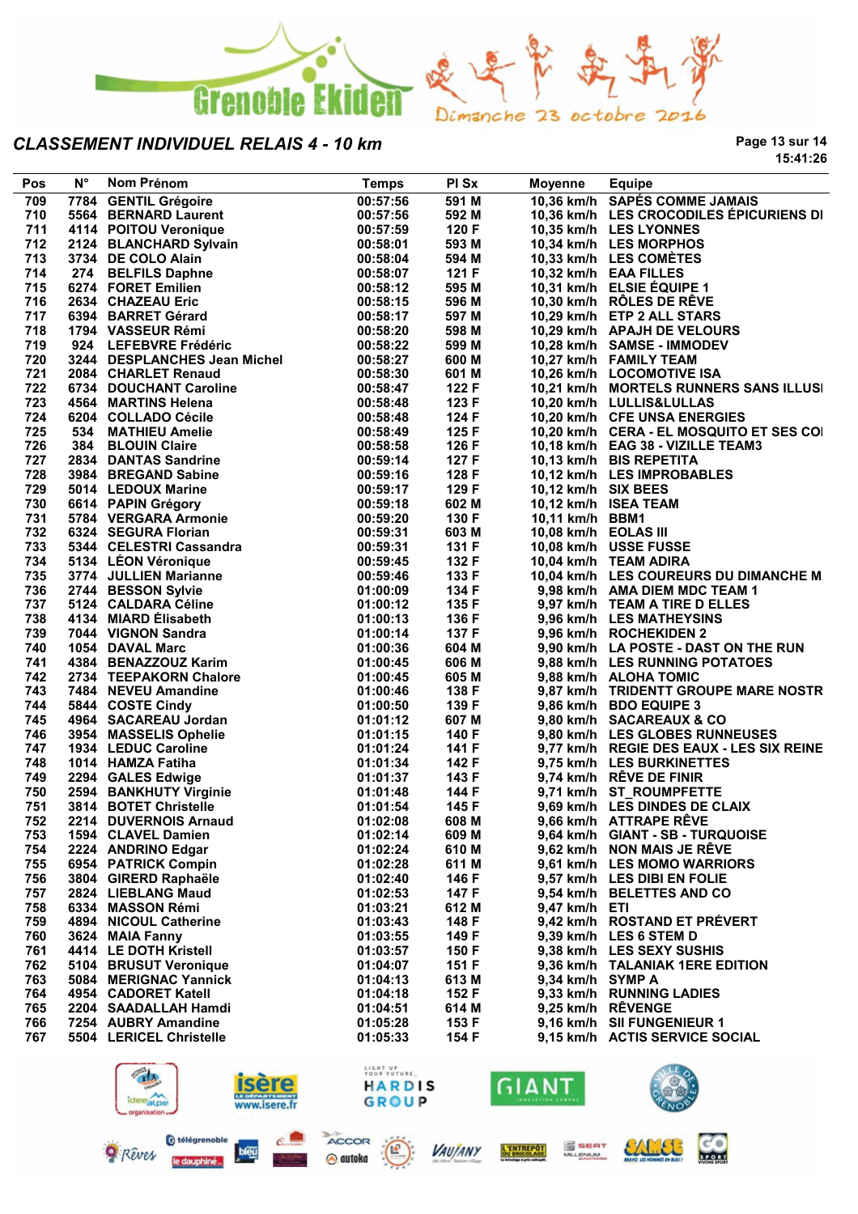Grenoble Ekiden — Dimanche 23 octobre 2016

## CLASSEMENT INDIVIDUEL RELAIS 4 - 10 km

15:41:26

| Pos | N° | Nom Prénom | Temps | Pl Sx | Moyenne | Equipe |
|---|---|---|---|---|---|---|
| 709 | 7784 | GENTIL Grégoire | 00:57:56 | 591 M | 10,36 km/h | SAPÉS COMME JAMAIS |
| 710 | 5564 | BERNARD Laurent | 00:57:56 | 592 M | 10,36 km/h | LES CROCODILES ÉPICURIENS DI |
| 711 | 4114 | POITOU Veronique | 00:57:59 | 120 F | 10,35 km/h | LES LYONNES |
| 712 | 2124 | BLANCHARD Sylvain | 00:58:01 | 593 M | 10,34 km/h | LES MORPHOS |
| 713 | 3734 | DE COLO Alain | 00:58:04 | 594 M | 10,33 km/h | LES COMÈTES |
| 714 | 274 | BELFILS Daphne | 00:58:07 | 121 F | 10,32 km/h | EAA FILLES |
| 715 | 6274 | FORET Emilien | 00:58:12 | 595 M | 10,31 km/h | ELSIE ÉQUIPE 1 |
| 716 | 2634 | CHAZEAU Eric | 00:58:15 | 596 M | 10,30 km/h | RÔLES DE RÊVE |
| 717 | 6394 | BARRET Gérard | 00:58:17 | 597 M | 10,29 km/h | ETP 2 ALL STARS |
| 718 | 1794 | VASSEUR Rémi | 00:58:20 | 598 M | 10,29 km/h | APAJH DE VELOURS |
| 719 | 924 | LEFEBVRE Frédéric | 00:58:22 | 599 M | 10,28 km/h | SAMSE - IMMODEV |
| 720 | 3244 | DESPLANCHES Jean Michel | 00:58:27 | 600 M | 10,27 km/h | FAMILY TEAM |
| 721 | 2084 | CHARLET Renaud | 00:58:30 | 601 M | 10,26 km/h | LOCOMOTIVE ISA |
| 722 | 6734 | DOUCHANT Caroline | 00:58:47 | 122 F | 10,21 km/h | MORTELS RUNNERS SANS ILLUSI |
| 723 | 4564 | MARTINS Helena | 00:58:48 | 123 F | 10,20 km/h | LULLIS&LULLAS |
| 724 | 6204 | COLLADO Cécile | 00:58:48 | 124 F | 10,20 km/h | CFE UNSA ENERGIES |
| 725 | 534 | MATHIEU Amelie | 00:58:49 | 125 F | 10,20 km/h | CERA - EL MOSQUITO ET SES COI |
| 726 | 384 | BLOUIN Claire | 00:58:58 | 126 F | 10,18 km/h | EAG 38 - VIZILLE TEAM3 |
| 727 | 2834 | DANTAS Sandrine | 00:59:14 | 127 F | 10,13 km/h | BIS REPETITA |
| 728 | 3984 | BREGAND Sabine | 00:59:16 | 128 F | 10,12 km/h | LES IMPROBABLES |
| 729 | 5014 | LEDOUX Marine | 00:59:17 | 129 F | 10,12 km/h | SIX BEES |
| 730 | 6614 | PAPIN Grégory | 00:59:18 | 602 M | 10,12 km/h | ISEA TEAM |
| 731 | 5784 | VERGARA Armonie | 00:59:20 | 130 F | 10,11 km/h | BBM1 |
| 732 | 6324 | SEGURA Florian | 00:59:31 | 603 M | 10,08 km/h | EOLAS III |
| 733 | 5344 | CELESTRI Cassandra | 00:59:31 | 131 F | 10,08 km/h | USSE FUSSE |
| 734 | 5134 | LÉON Véronique | 00:59:45 | 132 F | 10,04 km/h | TEAM ADIRA |
| 735 | 3774 | JULLIEN Marianne | 00:59:46 | 133 F | 10,04 km/h | LES COUREURS DU DIMANCHE M |
| 736 | 2744 | BESSON Sylvie | 01:00:09 | 134 F | 9,98 km/h | AMA DIEM MDC TEAM 1 |
| 737 | 5124 | CALDARA Céline | 01:00:12 | 135 F | 9,97 km/h | TEAM A TIRE D ELLES |
| 738 | 4134 | MIARD Élisabeth | 01:00:13 | 136 F | 9,96 km/h | LES MATHEYSINS |
| 739 | 7044 | VIGNON Sandra | 01:00:14 | 137 F | 9,96 km/h | ROCHEKIDEN 2 |
| 740 | 1054 | DAVAL Marc | 01:00:36 | 604 M | 9,90 km/h | LA POSTE - DAST ON THE RUN |
| 741 | 4384 | BENAZZOUZ Karim | 01:00:45 | 606 M | 9,88 km/h | LES RUNNING POTATOES |
| 742 | 2734 | TEEPAKORN Chalore | 01:00:45 | 605 M | 9,88 km/h | ALOHA TOMIC |
| 743 | 7484 | NEVEU Amandine | 01:00:46 | 138 F | 9,87 km/h | TRIDENTT GROUPE MARE NOSTR |
| 744 | 5844 | COSTE Cindy | 01:00:50 | 139 F | 9,86 km/h | BDO EQUIPE 3 |
| 745 | 4964 | SACAREAU Jordan | 01:01:12 | 607 M | 9,80 km/h | SACAREAUX & CO |
| 746 | 3954 | MASSELIS Ophelie | 01:01:15 | 140 F | 9,80 km/h | LES GLOBES RUNNEUSES |
| 747 | 1934 | LEDUC Caroline | 01:01:24 | 141 F | 9,77 km/h | REGIE DES EAUX - LES SIX REINE |
| 748 | 1014 | HAMZA Fatiha | 01:01:34 | 142 F | 9,75 km/h | LES BURKINETTES |
| 749 | 2294 | GALES Edwige | 01:01:37 | 143 F | 9,74 km/h | RÊVE DE FINIR |
| 750 | 2594 | BANKHUTY Virginie | 01:01:48 | 144 F | 9,71 km/h | ST_ROUMPFETTE |
| 751 | 3814 | BOTET Christelle | 01:01:54 | 145 F | 9,69 km/h | LES DINDES DE CLAIX |
| 752 | 2214 | DUVERNOIS Arnaud | 01:02:08 | 608 M | 9,66 km/h | ATTRAPE RÊVE |
| 753 | 1594 | CLAVEL Damien | 01:02:14 | 609 M | 9,64 km/h | GIANT - SB - TURQUOISE |
| 754 | 2224 | ANDRINO Edgar | 01:02:24 | 610 M | 9,62 km/h | NON MAIS JE RÊVE |
| 755 | 6954 | PATRICK Compin | 01:02:28 | 611 M | 9,61 km/h | LES MOMO WARRIORS |
| 756 | 3804 | GIRERD Raphaële | 01:02:40 | 146 F | 9,57 km/h | LES DIBI EN FOLIE |
| 757 | 2824 | LIEBLANG Maud | 01:02:53 | 147 F | 9,54 km/h | BELETTES AND CO |
| 758 | 6334 | MASSON Rémi | 01:03:21 | 612 M | 9,47 km/h | ETI |
| 759 | 4894 | NICOUL Catherine | 01:03:43 | 148 F | 9,42 km/h | ROSTAND ET PRÉVERT |
| 760 | 3624 | MAIA Fanny | 01:03:55 | 149 F | 9,39 km/h | LES 6 STEM D |
| 761 | 4414 | LE DOTH Kristell | 01:03:57 | 150 F | 9,38 km/h | LES SEXY SUSHIS |
| 762 | 5104 | BRUSUT Veronique | 01:04:07 | 151 F | 9,36 km/h | TALANIAK 1ERE EDITION |
| 763 | 5084 | MERIGNAC Yannick | 01:04:13 | 613 M | 9,34 km/h | SYMP A |
| 764 | 4954 | CADORET Katell | 01:04:18 | 152 F | 9,33 km/h | RUNNING LADIES |
| 765 | 2204 | SAADALLAH Hamdi | 01:04:51 | 614 M | 9,25 km/h | RÊVENGE |
| 766 | 7254 | AUBRY Amandine | 01:05:28 | 153 F | 9,16 km/h | SII FUNGENIEUR 1 |
| 767 | 5504 | LERICEL Christelle | 01:05:33 | 154 F | 9,15 km/h | ACTIS SERVICE SOCIAL |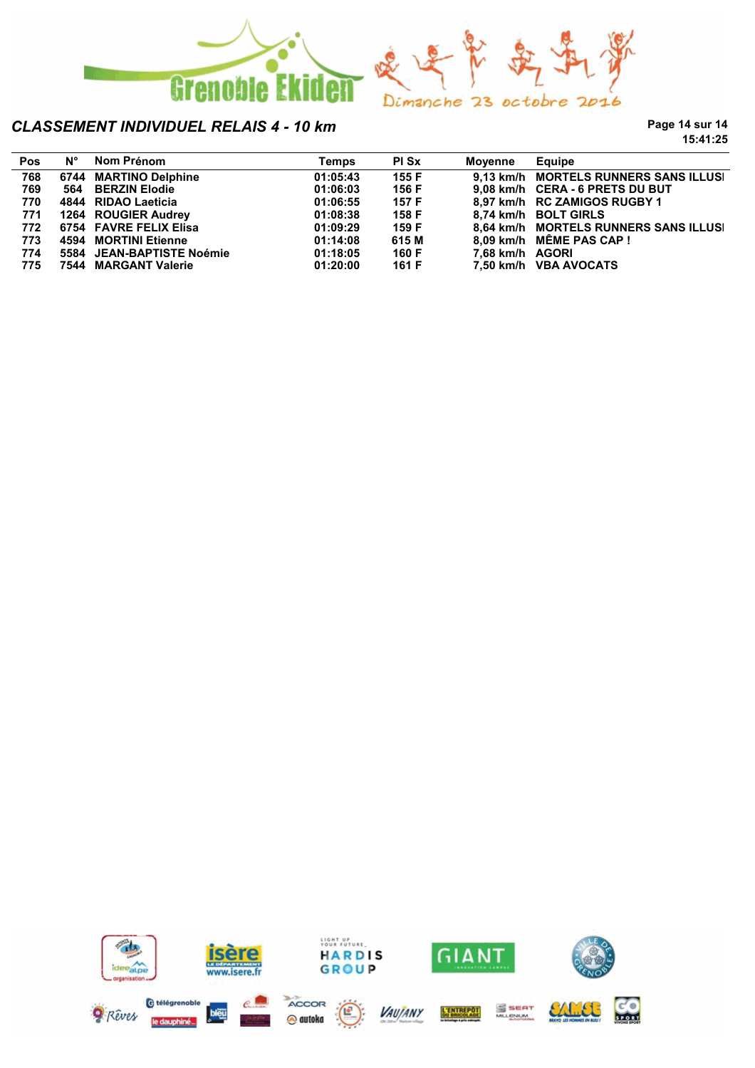## CLASSEMENT INDIVIDUEL RELAIS 4 - 10 km

| Pos | N° | Nom Prénom | Temps | Pl Sx | Moyenne | Equipe |
|---|---|---|---|---|---|---|
| 768 | 6744 | MARTINO Delphine | 01:05:43 | 155 F | 9,13 km/h | MORTELS RUNNERS SANS ILLUSI |
| 769 | 564 | BERZIN Elodie | 01:06:03 | 156 F | 9,08 km/h | CERA - 6 PRETS DU BUT |
| 770 | 4844 | RIDAO Laeticia | 01:06:55 | 157 F | 8,97 km/h | RC ZAMIGOS RUGBY 1 |
| 771 | 1264 | ROUGIER Audrey | 01:08:38 | 158 F | 8,74 km/h | BOLT GIRLS |
| 772 | 6754 | FAVRE FELIX Elisa | 01:09:29 | 159 F | 8,64 km/h | MORTELS RUNNERS SANS ILLUSI |
| 773 | 4594 | MORTINI Etienne | 01:14:08 | 615 M | 8,09 km/h | MÊME PAS CAP ! |
| 774 | 5584 | JEAN-BAPTISTE Noémie | 01:18:05 | 160 F | 7,68 km/h | AGORI |
| 775 | 7544 | MARGANT Valerie | 01:20:00 | 161 F | 7,50 km/h | VBA AVOCATS |